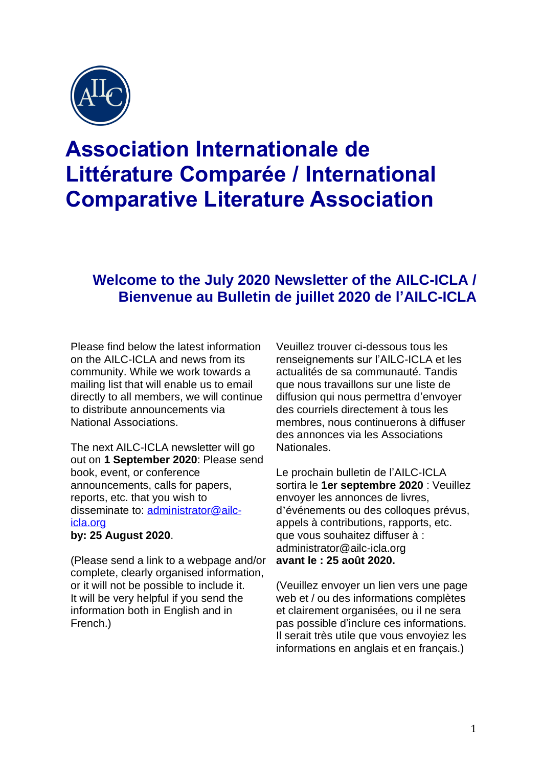# Association Internationale de Littérature Comparée / International Comparative Literature Association

## Welcome to the July 2020 Newsletter of the AILC-ICLA / Bienvenue au Bulletin de juillet 2020 de l'AILC-ICLA

Please find below the latest information on the AILC-ICLA and news from its community. While we work towards a mailing list that will enable us to email directly to all members, we will continue to distribute announcements via National Associations.

The next AILC-ICLA newsletter will go out on **1 September 2020**: Please send book, event, or conference announcements, calls for papers, reports, etc. that you wish to disseminate to: administrator@ailc-icla.org
**by: 25 August 2020**.

(Please send a link to a webpage and/or complete, clearly organised information, or it will not be possible to include it. It will be very helpful if you send the information both in English and in French.)

Veuillez trouver ci-dessous tous les renseignements sur l'AILC-ICLA et les actualités de sa communauté. Tandis que nous travaillons sur une liste de diffusion qui nous permettra d'envoyer des courriels directement à tous les membres, nous continuerons à diffuser des annonces via les Associations Nationales.

Le prochain bulletin de l'AILC-ICLA sortira le **1er septembre 2020** : Veuillez envoyer les annonces de livres, d'événements ou des colloques prévus, appels à contributions, rapports, etc. que vous souhaitez diffuser à : administrator@ailc-icla.org
**avant le : 25 août 2020.**

(Veuillez envoyer un lien vers une page web et / ou des informations complètes et clairement organisées, ou il ne sera pas possible d'inclure ces informations. Il serait très utile que vous envoyiez les informations en anglais et en français.)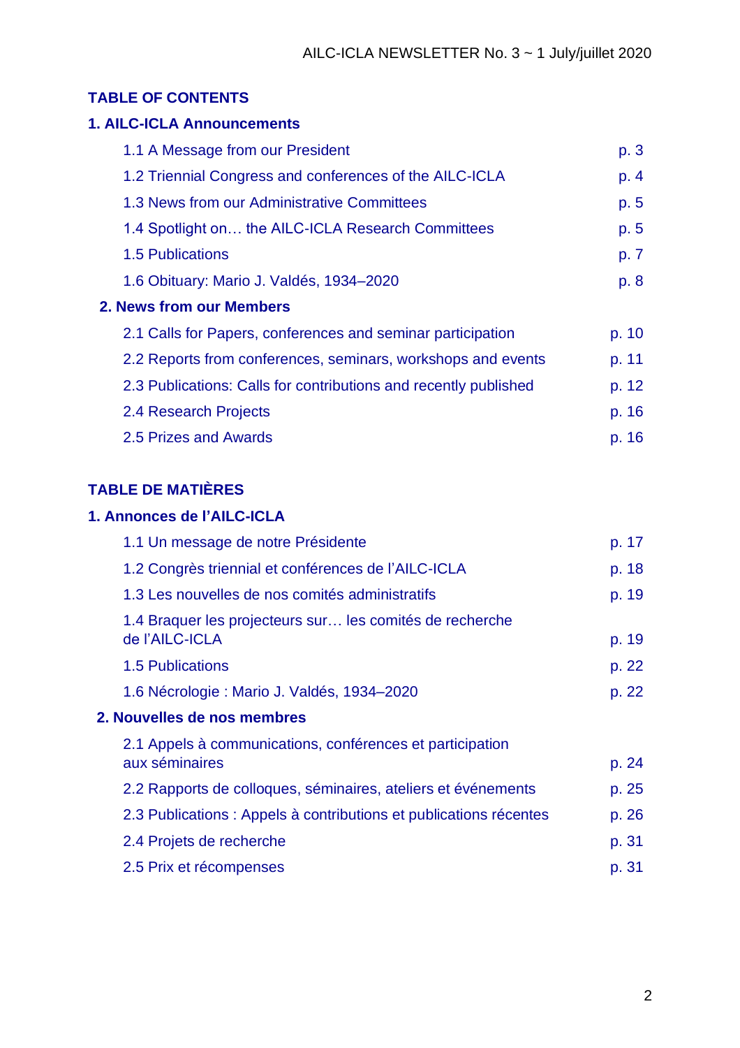## TABLE OF CONTENTS

### 1. AILC-ICLA Announcements

| | |
|---|---|
| 1.1 A Message from our President | p. 3 |
| 1.2 Triennial Congress and conferences of the AILC-ICLA | p. 4 |
| 1.3 News from our Administrative Committees | p. 5 |
| 1.4 Spotlight on… the AILC-ICLA Research Committees | p. 5 |
| 1.5 Publications | p. 7 |
| 1.6 Obituary: Mario J. Valdés, 1934–2020 | p. 8 |

### 2. News from our Members

| | |
|---|---|
| 2.1 Calls for Papers, conferences and seminar participation | p. 10 |
| 2.2 Reports from conferences, seminars, workshops and events | p. 11 |
| 2.3 Publications: Calls for contributions and recently published | p. 12 |
| 2.4 Research Projects | p. 16 |
| 2.5 Prizes and Awards | p. 16 |

## TABLE DE MATIÈRES

### 1. Annonces de l'AILC-ICLA

| | |
|---|---|
| 1.1 Un message de notre Présidente | p. 17 |
| 1.2 Congrès triennial et conférences de l'AILC-ICLA | p. 18 |
| 1.3 Les nouvelles de nos comités administratifs | p. 19 |
| 1.4 Braquer les projecteurs sur… les comités de recherche de l'AILC-ICLA | p. 19 |
| 1.5 Publications | p. 22 |
| 1.6 Nécrologie : Mario J. Valdés, 1934–2020 | p. 22 |

### 2. Nouvelles de nos membres

| | |
|---|---|
| 2.1 Appels à communications, conférences et participation aux séminaires | p. 24 |
| 2.2 Rapports de colloques, séminaires, ateliers et événements | p. 25 |
| 2.3 Publications : Appels à contributions et publications récentes | p. 26 |
| 2.4 Projets de recherche | p. 31 |
| 2.5 Prix et récompenses | p. 31 |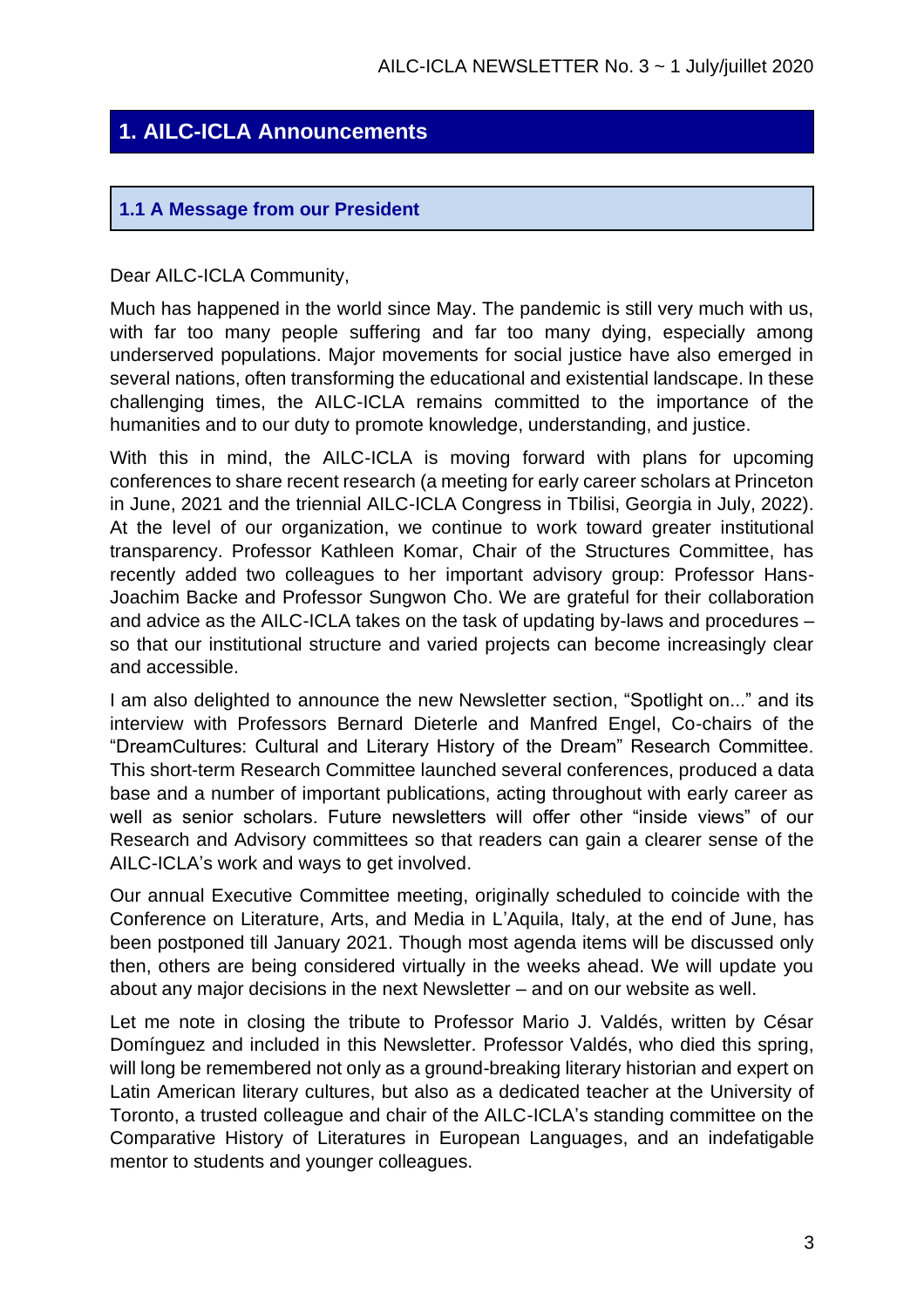# 1. AILC-ICLA Announcements

## 1.1 A Message from our President

Dear AILC-ICLA Community,

Much has happened in the world since May. The pandemic is still very much with us, with far too many people suffering and far too many dying, especially among underserved populations. Major movements for social justice have also emerged in several nations, often transforming the educational and existential landscape. In these challenging times, the AILC-ICLA remains committed to the importance of the humanities and to our duty to promote knowledge, understanding, and justice.

With this in mind, the AILC-ICLA is moving forward with plans for upcoming conferences to share recent research (a meeting for early career scholars at Princeton in June, 2021 and the triennial AILC-ICLA Congress in Tbilisi, Georgia in July, 2022). At the level of our organization, we continue to work toward greater institutional transparency. Professor Kathleen Komar, Chair of the Structures Committee, has recently added two colleagues to her important advisory group: Professor Hans-Joachim Backe and Professor Sungwon Cho. We are grateful for their collaboration and advice as the AILC-ICLA takes on the task of updating by-laws and procedures – so that our institutional structure and varied projects can become increasingly clear and accessible.

I am also delighted to announce the new Newsletter section, "Spotlight on..." and its interview with Professors Bernard Dieterle and Manfred Engel, Co-chairs of the "DreamCultures: Cultural and Literary History of the Dream" Research Committee. This short-term Research Committee launched several conferences, produced a data base and a number of important publications, acting throughout with early career as well as senior scholars. Future newsletters will offer other "inside views" of our Research and Advisory committees so that readers can gain a clearer sense of the AILC-ICLA's work and ways to get involved.

Our annual Executive Committee meeting, originally scheduled to coincide with the Conference on Literature, Arts, and Media in L'Aquila, Italy, at the end of June, has been postponed till January 2021. Though most agenda items will be discussed only then, others are being considered virtually in the weeks ahead. We will update you about any major decisions in the next Newsletter – and on our website as well.

Let me note in closing the tribute to Professor Mario J. Valdés, written by César Domínguez and included in this Newsletter. Professor Valdés, who died this spring, will long be remembered not only as a ground-breaking literary historian and expert on Latin American literary cultures, but also as a dedicated teacher at the University of Toronto, a trusted colleague and chair of the AILC-ICLA's standing committee on the Comparative History of Literatures in European Languages, and an indefatigable mentor to students and younger colleagues.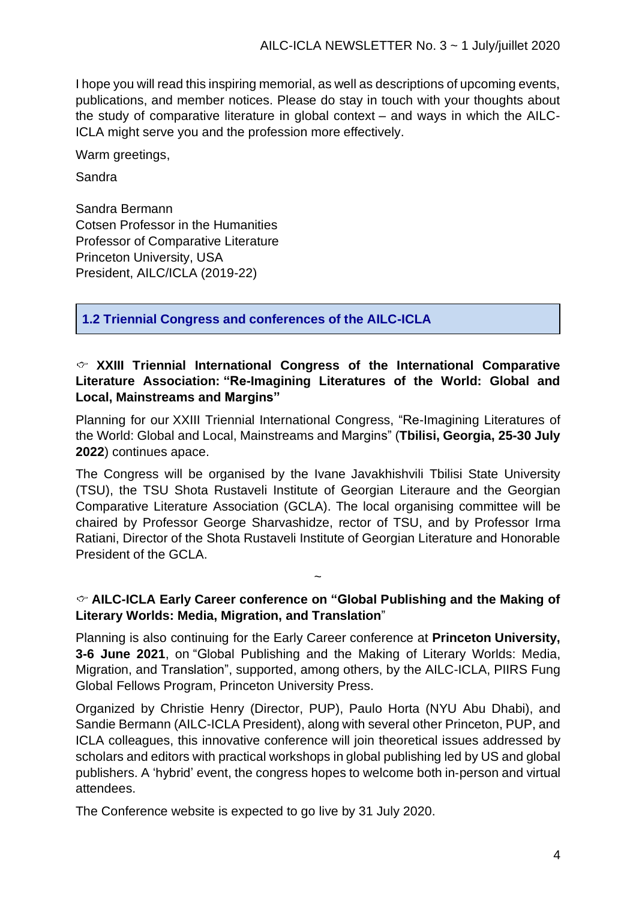I hope you will read this inspiring memorial, as well as descriptions of upcoming events, publications, and member notices. Please do stay in touch with your thoughts about the study of comparative literature in global context – and ways in which the AILC-ICLA might serve you and the profession more effectively.

Warm greetings,

Sandra

Sandra Bermann  
Cotsen Professor in the Humanities  
Professor of Comparative Literature  
Princeton University, USA  
President, AILC/ICLA (2019-22)

## 1.2 Triennial Congress and conferences of the AILC-ICLA

### ☞ XXIII Triennial International Congress of the International Comparative Literature Association: "Re-Imagining Literatures of the World: Global and Local, Mainstreams and Margins"

Planning for our XXIII Triennial International Congress, "Re-Imagining Literatures of the World: Global and Local, Mainstreams and Margins" (**Tbilisi, Georgia, 25-30 July 2022**) continues apace.

The Congress will be organised by the Ivane Javakhishvili Tbilisi State University (TSU), the TSU Shota Rustaveli Institute of Georgian Literaure and the Georgian Comparative Literature Association (GCLA). The local organising committee will be chaired by Professor George Sharvashidze, rector of TSU, and by Professor Irma Ratiani, Director of the Shota Rustaveli Institute of Georgian Literature and Honorable President of the GCLA.

~

### ☞ AILC-ICLA Early Career conference on "Global Publishing and the Making of Literary Worlds: Media, Migration, and Translation"

Planning is also continuing for the Early Career conference at **Princeton University, 3-6 June 2021**, on "Global Publishing and the Making of Literary Worlds: Media, Migration, and Translation", supported, among others, by the AILC-ICLA, PIIRS Fung Global Fellows Program, Princeton University Press.

Organized by Christie Henry (Director, PUP), Paulo Horta (NYU Abu Dhabi), and Sandie Bermann (AILC-ICLA President), along with several other Princeton, PUP, and ICLA colleagues, this innovative conference will join theoretical issues addressed by scholars and editors with practical workshops in global publishing led by US and global publishers. A 'hybrid' event, the congress hopes to welcome both in-person and virtual attendees.

The Conference website is expected to go live by 31 July 2020.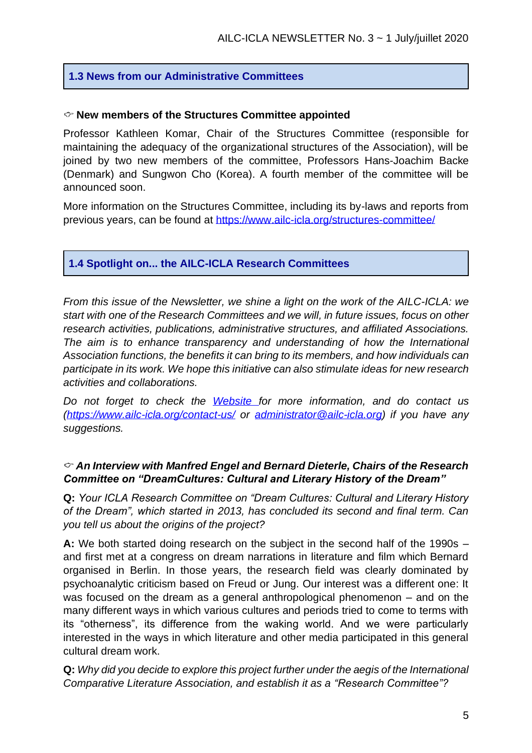## 1.3 News from our Administrative Committees

☞ **New members of the Structures Committee appointed**

Professor Kathleen Komar, Chair of the Structures Committee (responsible for maintaining the adequacy of the organizational structures of the Association), will be joined by two new members of the committee, Professors Hans-Joachim Backe (Denmark) and Sungwon Cho (Korea). A fourth member of the committee will be announced soon.

More information on the Structures Committee, including its by-laws and reports from previous years, can be found at [https://www.ailc-icla.org/structures-committee/](https://www.ailc-icla.org/structures-committee/)

## 1.4 Spotlight on... the AILC-ICLA Research Committees

*From this issue of the Newsletter, we shine a light on the work of the AILC-ICLA: we start with one of the Research Committees and we will, in future issues, focus on other research activities, publications, administrative structures, and affiliated Associations. The aim is to enhance transparency and understanding of how the International Association functions, the benefits it can bring to its members, and how individuals can participate in its work. We hope this initiative can also stimulate ideas for new research activities and collaborations.*

*Do not forget to check the [Website](https://www.ailc-icla.org) for more information, and do contact us ([https://www.ailc-icla.org/contact-us/](https://www.ailc-icla.org/contact-us/) or [administrator@ailc-icla.org](mailto:administrator@ailc-icla.org)) if you have any suggestions.*

☞ ***An Interview with Manfred Engel and Bernard Dieterle, Chairs of the Research Committee on "DreamCultures: Cultural and Literary History of the Dream"***

**Q:** *Your ICLA Research Committee on "Dream Cultures: Cultural and Literary History of the Dream", which started in 2013, has concluded its second and final term. Can you tell us about the origins of the project?*

**A:** We both started doing research on the subject in the second half of the 1990s – and first met at a congress on dream narrations in literature and film which Bernard organised in Berlin. In those years, the research field was clearly dominated by psychoanalytic criticism based on Freud or Jung. Our interest was a different one: It was focused on the dream as a general anthropological phenomenon – and on the many different ways in which various cultures and periods tried to come to terms with its "otherness", its difference from the waking world. And we were particularly interested in the ways in which literature and other media participated in this general cultural dream work.

**Q:** *Why did you decide to explore this project further under the aegis of the International Comparative Literature Association, and establish it as a "Research Committee"?*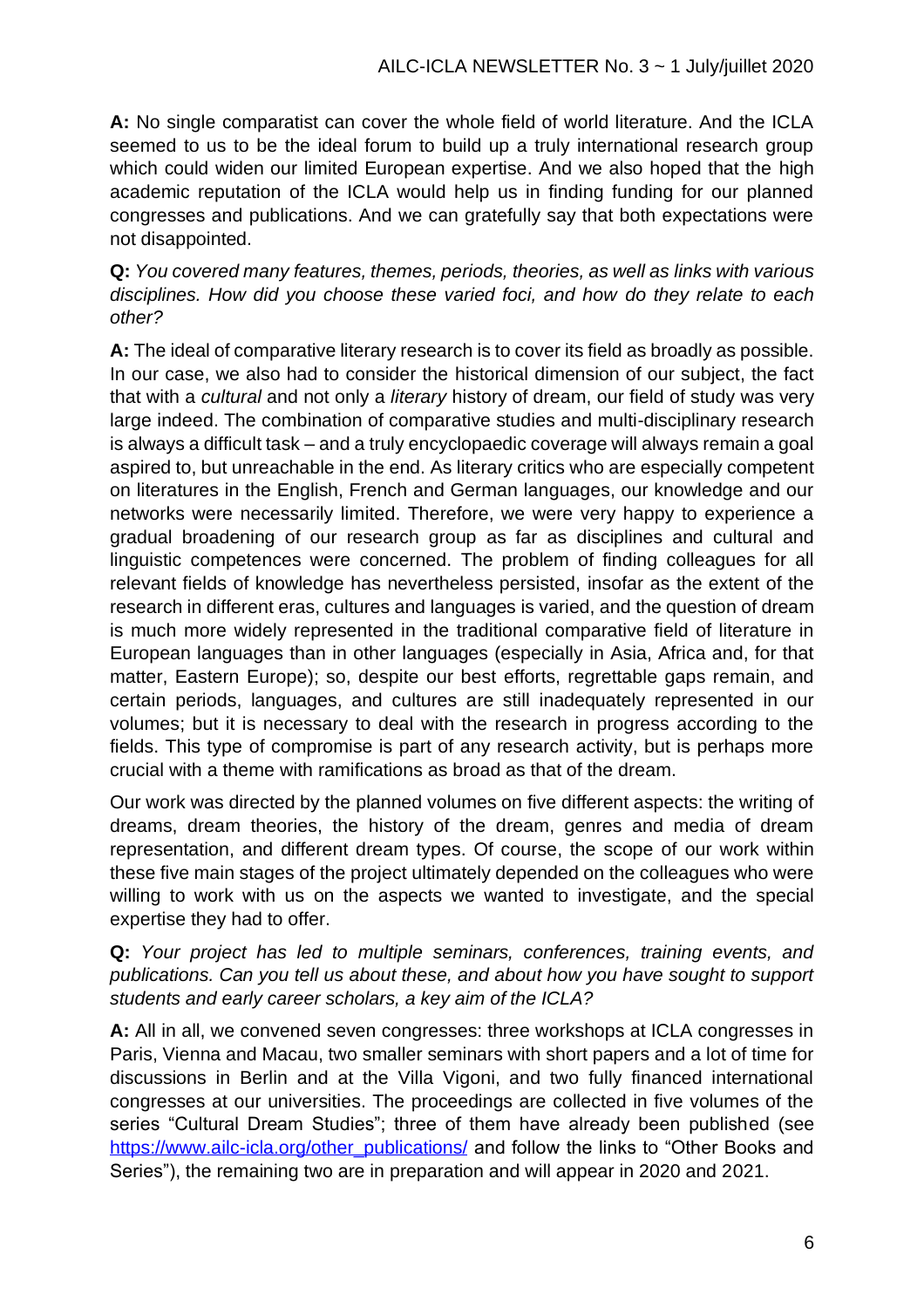**A:** No single comparatist can cover the whole field of world literature. And the ICLA seemed to us to be the ideal forum to build up a truly international research group which could widen our limited European expertise. And we also hoped that the high academic reputation of the ICLA would help us in finding funding for our planned congresses and publications. And we can gratefully say that both expectations were not disappointed.

**Q:** *You covered many features, themes, periods, theories, as well as links with various disciplines. How did you choose these varied foci, and how do they relate to each other?*

**A:** The ideal of comparative literary research is to cover its field as broadly as possible. In our case, we also had to consider the historical dimension of our subject, the fact that with a *cultural* and not only a *literary* history of dream, our field of study was very large indeed. The combination of comparative studies and multi-disciplinary research is always a difficult task – and a truly encyclopaedic coverage will always remain a goal aspired to, but unreachable in the end. As literary critics who are especially competent on literatures in the English, French and German languages, our knowledge and our networks were necessarily limited. Therefore, we were very happy to experience a gradual broadening of our research group as far as disciplines and cultural and linguistic competences were concerned. The problem of finding colleagues for all relevant fields of knowledge has nevertheless persisted, insofar as the extent of the research in different eras, cultures and languages is varied, and the question of dream is much more widely represented in the traditional comparative field of literature in European languages than in other languages (especially in Asia, Africa and, for that matter, Eastern Europe); so, despite our best efforts, regrettable gaps remain, and certain periods, languages, and cultures are still inadequately represented in our volumes; but it is necessary to deal with the research in progress according to the fields. This type of compromise is part of any research activity, but is perhaps more crucial with a theme with ramifications as broad as that of the dream.

Our work was directed by the planned volumes on five different aspects: the writing of dreams, dream theories, the history of the dream, genres and media of dream representation, and different dream types. Of course, the scope of our work within these five main stages of the project ultimately depended on the colleagues who were willing to work with us on the aspects we wanted to investigate, and the special expertise they had to offer.

**Q:** *Your project has led to multiple seminars, conferences, training events, and publications. Can you tell us about these, and about how you have sought to support students and early career scholars, a key aim of the ICLA?*

**A:** All in all, we convened seven congresses: three workshops at ICLA congresses in Paris, Vienna and Macau, two smaller seminars with short papers and a lot of time for discussions in Berlin and at the Villa Vigoni, and two fully financed international congresses at our universities. The proceedings are collected in five volumes of the series "Cultural Dream Studies"; three of them have already been published (see https://www.ailc-icla.org/other_publications/ and follow the links to "Other Books and Series"), the remaining two are in preparation and will appear in 2020 and 2021.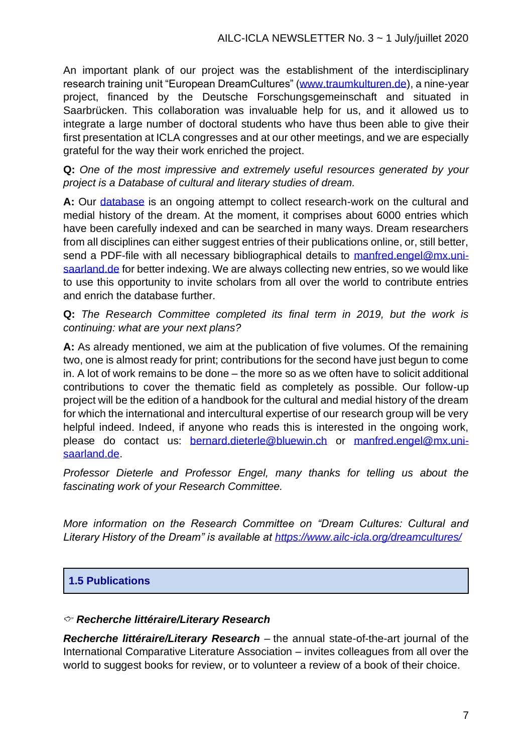An important plank of our project was the establishment of the interdisciplinary research training unit "European DreamCultures" (www.traumkulturen.de), a nine-year project, financed by the Deutsche Forschungsgemeinschaft and situated in Saarbrücken. This collaboration was invaluable help for us, and it allowed us to integrate a large number of doctoral students who have thus been able to give their first presentation at ICLA congresses and at our other meetings, and we are especially grateful for the way their work enriched the project.

**Q:** *One of the most impressive and extremely useful resources generated by your project is a Database of cultural and literary studies of dream.*

**A:** Our database is an ongoing attempt to collect research-work on the cultural and medial history of the dream. At the moment, it comprises about 6000 entries which have been carefully indexed and can be searched in many ways. Dream researchers from all disciplines can either suggest entries of their publications online, or, still better, send a PDF-file with all necessary bibliographical details to manfred.engel@mx.uni-saarland.de for better indexing. We are always collecting new entries, so we would like to use this opportunity to invite scholars from all over the world to contribute entries and enrich the database further.

**Q:** *The Research Committee completed its final term in 2019, but the work is continuing: what are your next plans?*

**A:** As already mentioned, we aim at the publication of five volumes. Of the remaining two, one is almost ready for print; contributions for the second have just begun to come in. A lot of work remains to be done – the more so as we often have to solicit additional contributions to cover the thematic field as completely as possible. Our follow-up project will be the edition of a handbook for the cultural and medial history of the dream for which the international and intercultural expertise of our research group will be very helpful indeed. Indeed, if anyone who reads this is interested in the ongoing work, please do contact us: bernard.dieterle@bluewin.ch or manfred.engel@mx.uni-saarland.de.

*Professor Dieterle and Professor Engel, many thanks for telling us about the fascinating work of your Research Committee.*

*More information on the Research Committee on "Dream Cultures: Cultural and Literary History of the Dream" is available at https://www.ailc-icla.org/dreamcultures/*

## 1.5 Publications

### ☞ *Recherche littéraire/Literary Research*

***Recherche littéraire/Literary Research*** – the annual state-of-the-art journal of the International Comparative Literature Association – invites colleagues from all over the world to suggest books for review, or to volunteer a review of a book of their choice.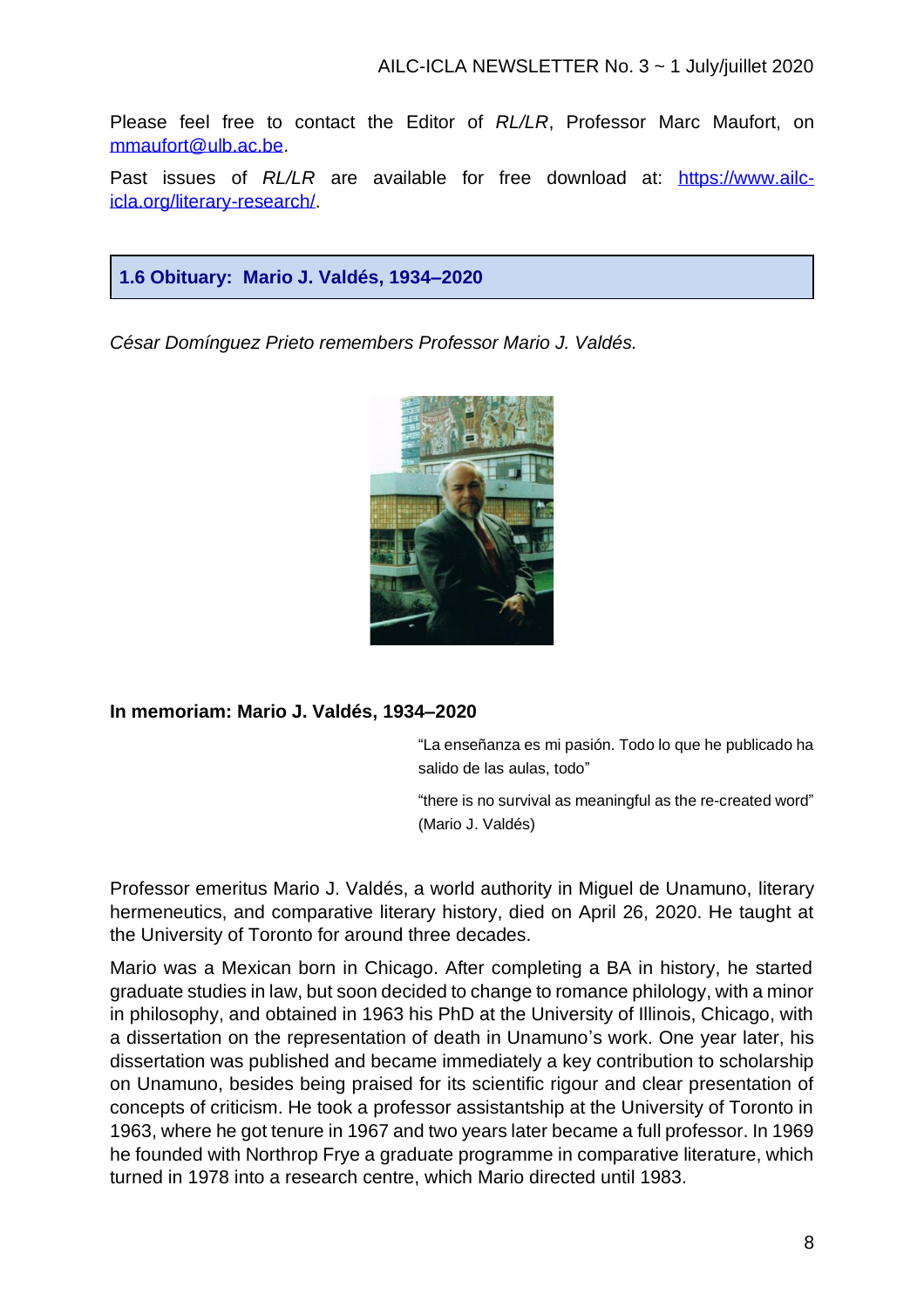Please feel free to contact the Editor of *RL/LR*, Professor Marc Maufort, on [mmaufort@ulb.ac.be](mailto:mmaufort@ulb.ac.be).

Past issues of *RL/LR* are available for free download at: [https://www.ailc-icla.org/literary-research/](https://www.ailc-icla.org/literary-research/).

## 1.6 Obituary: Mario J. Valdés, 1934–2020

*César Domínguez Prieto remembers Professor Mario J. Valdés.*

### In memoriam: Mario J. Valdés, 1934–2020

> “La enseñanza es mi pasión. Todo lo que he publicado ha salido de las aulas, todo”
>
> “there is no survival as meaningful as the re-created word” (Mario J. Valdés)

Professor emeritus Mario J. Valdés, a world authority in Miguel de Unamuno, literary hermeneutics, and comparative literary history, died on April 26, 2020. He taught at the University of Toronto for around three decades.

Mario was a Mexican born in Chicago. After completing a BA in history, he started graduate studies in law, but soon decided to change to romance philology, with a minor in philosophy, and obtained in 1963 his PhD at the University of Illinois, Chicago, with a dissertation on the representation of death in Unamuno’s work. One year later, his dissertation was published and became immediately a key contribution to scholarship on Unamuno, besides being praised for its scientific rigour and clear presentation of concepts of criticism. He took a professor assistantship at the University of Toronto in 1963, where he got tenure in 1967 and two years later became a full professor. In 1969 he founded with Northrop Frye a graduate programme in comparative literature, which turned in 1978 into a research centre, which Mario directed until 1983.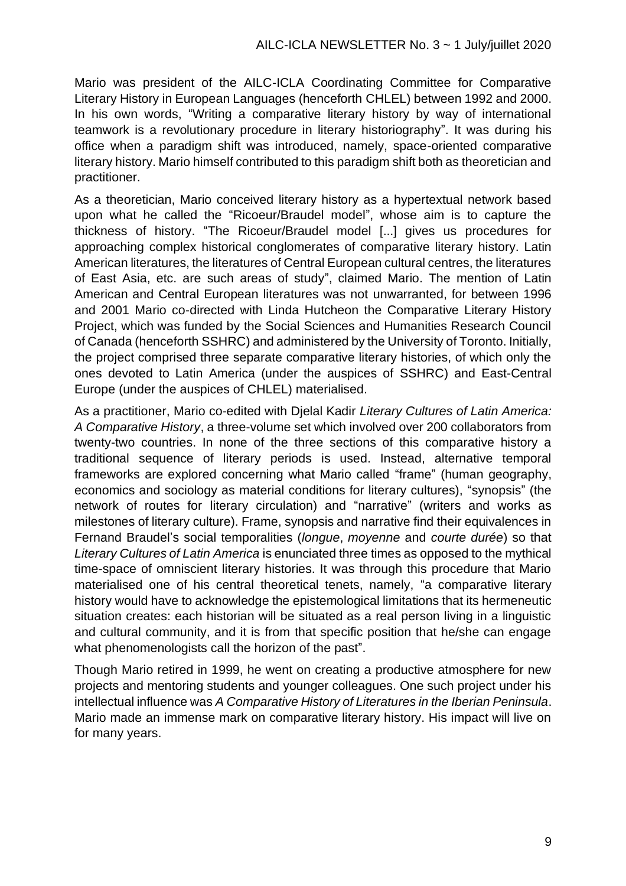Mario was president of the AILC-ICLA Coordinating Committee for Comparative Literary History in European Languages (henceforth CHLEL) between 1992 and 2000. In his own words, "Writing a comparative literary history by way of international teamwork is a revolutionary procedure in literary historiography". It was during his office when a paradigm shift was introduced, namely, space-oriented comparative literary history. Mario himself contributed to this paradigm shift both as theoretician and practitioner.

As a theoretician, Mario conceived literary history as a hypertextual network based upon what he called the "Ricoeur/Braudel model", whose aim is to capture the thickness of history. "The Ricoeur/Braudel model [...] gives us procedures for approaching complex historical conglomerates of comparative literary history. Latin American literatures, the literatures of Central European cultural centres, the literatures of East Asia, etc. are such areas of study", claimed Mario. The mention of Latin American and Central European literatures was not unwarranted, for between 1996 and 2001 Mario co-directed with Linda Hutcheon the Comparative Literary History Project, which was funded by the Social Sciences and Humanities Research Council of Canada (henceforth SSHRC) and administered by the University of Toronto. Initially, the project comprised three separate comparative literary histories, of which only the ones devoted to Latin America (under the auspices of SSHRC) and East-Central Europe (under the auspices of CHLEL) materialised.

As a practitioner, Mario co-edited with Djelal Kadir *Literary Cultures of Latin America: A Comparative History*, a three-volume set which involved over 200 collaborators from twenty-two countries. In none of the three sections of this comparative history a traditional sequence of literary periods is used. Instead, alternative temporal frameworks are explored concerning what Mario called "frame" (human geography, economics and sociology as material conditions for literary cultures), "synopsis" (the network of routes for literary circulation) and "narrative" (writers and works as milestones of literary culture). Frame, synopsis and narrative find their equivalences in Fernand Braudel's social temporalities (*longue*, *moyenne* and *courte durée*) so that *Literary Cultures of Latin America* is enunciated three times as opposed to the mythical time-space of omniscient literary histories. It was through this procedure that Mario materialised one of his central theoretical tenets, namely, "a comparative literary history would have to acknowledge the epistemological limitations that its hermeneutic situation creates: each historian will be situated as a real person living in a linguistic and cultural community, and it is from that specific position that he/she can engage what phenomenologists call the horizon of the past".

Though Mario retired in 1999, he went on creating a productive atmosphere for new projects and mentoring students and younger colleagues. One such project under his intellectual influence was *A Comparative History of Literatures in the Iberian Peninsula*. Mario made an immense mark on comparative literary history. His impact will live on for many years.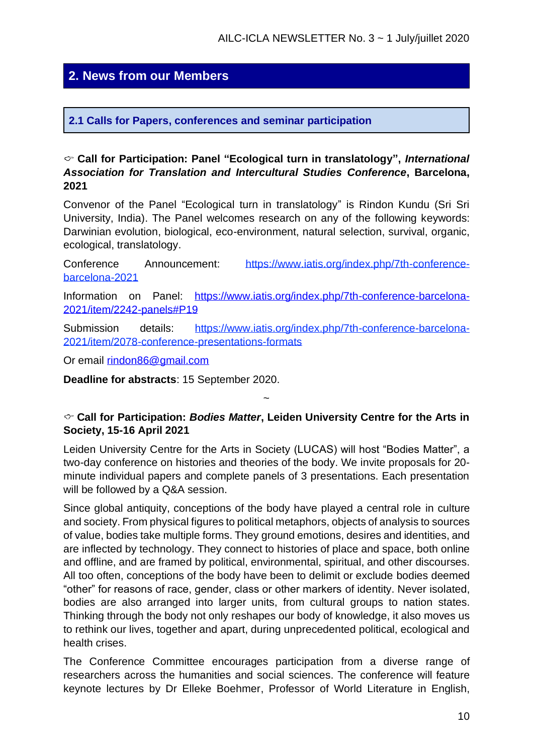## 2. News from our Members

### 2.1 Calls for Papers, conferences and seminar participation

☞ **Call for Participation: Panel "Ecological turn in translatology",** ***International Association for Translation and Intercultural Studies Conference*****, Barcelona, 2021**

Convenor of the Panel "Ecological turn in translatology" is Rindon Kundu (Sri Sri University, India). The Panel welcomes research on any of the following keywords: Darwinian evolution, biological, eco-environment, natural selection, survival, organic, ecological, translatology.

Conference Announcement: [https://www.iatis.org/index.php/7th-conference-barcelona-2021](https://www.iatis.org/index.php/7th-conference-barcelona-2021)

Information on Panel: [https://www.iatis.org/index.php/7th-conference-barcelona-2021/item/2242-panels#P19](https://www.iatis.org/index.php/7th-conference-barcelona-2021/item/2242-panels#P19)

Submission details: [https://www.iatis.org/index.php/7th-conference-barcelona-2021/item/2078-conference-presentations-formats](https://www.iatis.org/index.php/7th-conference-barcelona-2021/item/2078-conference-presentations-formats)

Or email [rindon86@gmail.com](mailto:rindon86@gmail.com)

**Deadline for abstracts**: 15 September 2020.

~

☞ **Call for Participation:** ***Bodies Matter*****, Leiden University Centre for the Arts in Society, 15-16 April 2021**

Leiden University Centre for the Arts in Society (LUCAS) will host "Bodies Matter", a two-day conference on histories and theories of the body. We invite proposals for 20-minute individual papers and complete panels of 3 presentations. Each presentation will be followed by a Q&A session.

Since global antiquity, conceptions of the body have played a central role in culture and society. From physical figures to political metaphors, objects of analysis to sources of value, bodies take multiple forms. They ground emotions, desires and identities, and are inflected by technology. They connect to histories of place and space, both online and offline, and are framed by political, environmental, spiritual, and other discourses. All too often, conceptions of the body have been to delimit or exclude bodies deemed "other" for reasons of race, gender, class or other markers of identity. Never isolated, bodies are also arranged into larger units, from cultural groups to nation states. Thinking through the body not only reshapes our body of knowledge, it also moves us to rethink our lives, together and apart, during unprecedented political, ecological and health crises.

The Conference Committee encourages participation from a diverse range of researchers across the humanities and social sciences. The conference will feature keynote lectures by Dr Elleke Boehmer, Professor of World Literature in English,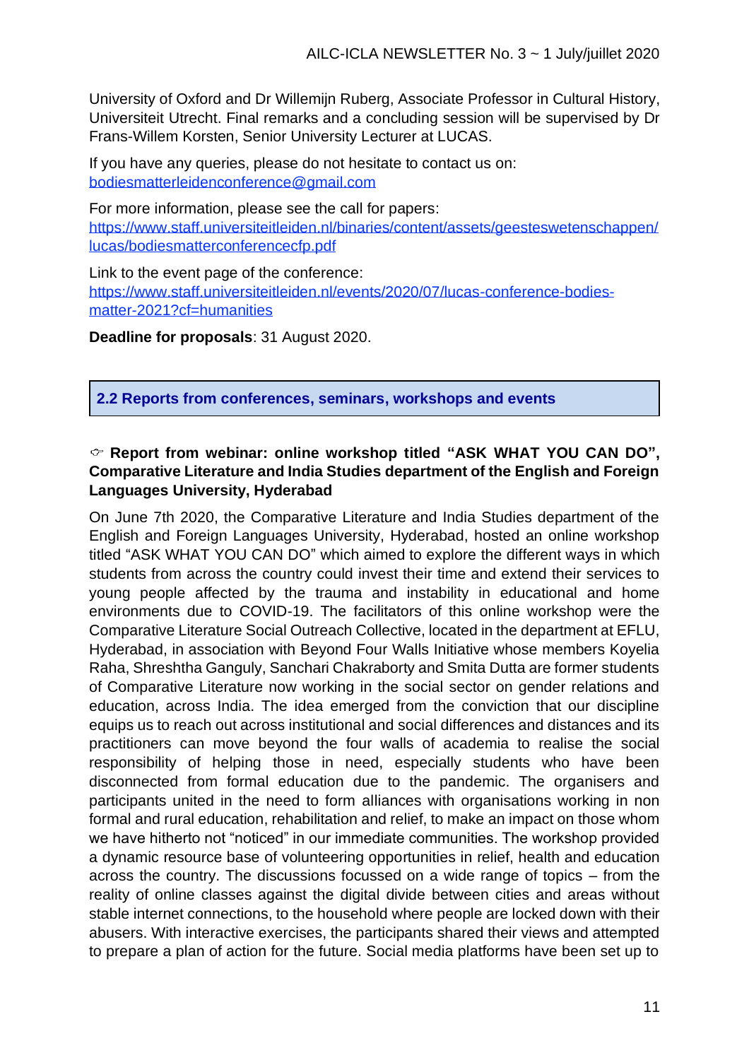University of Oxford and Dr Willemijn Ruberg, Associate Professor in Cultural History, Universiteit Utrecht. Final remarks and a concluding session will be supervised by Dr Frans-Willem Korsten, Senior University Lecturer at LUCAS.

If you have any queries, please do not hesitate to contact us on: bodiesmatterleidenconference@gmail.com

For more information, please see the call for papers: https://www.staff.universiteitleiden.nl/binaries/content/assets/geesteswetenschappen/lucas/bodiesmatterconferencecfp.pdf

Link to the event page of the conference: https://www.staff.universiteitleiden.nl/events/2020/07/lucas-conference-bodies-matter-2021?cf=humanities

**Deadline for proposals**: 31 August 2020.

## 2.2 Reports from conferences, seminars, workshops and events

**☞ Report from webinar: online workshop titled “ASK WHAT YOU CAN DO”, Comparative Literature and India Studies department of the English and Foreign Languages University, Hyderabad**

On June 7th 2020, the Comparative Literature and India Studies department of the English and Foreign Languages University, Hyderabad, hosted an online workshop titled “ASK WHAT YOU CAN DO” which aimed to explore the different ways in which students from across the country could invest their time and extend their services to young people affected by the trauma and instability in educational and home environments due to COVID-19. The facilitators of this online workshop were the Comparative Literature Social Outreach Collective, located in the department at EFLU, Hyderabad, in association with Beyond Four Walls Initiative whose members Koyelia Raha, Shreshtha Ganguly, Sanchari Chakraborty and Smita Dutta are former students of Comparative Literature now working in the social sector on gender relations and education, across India. The idea emerged from the conviction that our discipline equips us to reach out across institutional and social differences and distances and its practitioners can move beyond the four walls of academia to realise the social responsibility of helping those in need, especially students who have been disconnected from formal education due to the pandemic. The organisers and participants united in the need to form alliances with organisations working in non formal and rural education, rehabilitation and relief, to make an impact on those whom we have hitherto not “noticed” in our immediate communities. The workshop provided a dynamic resource base of volunteering opportunities in relief, health and education across the country. The discussions focussed on a wide range of topics – from the reality of online classes against the digital divide between cities and areas without stable internet connections, to the household where people are locked down with their abusers. With interactive exercises, the participants shared their views and attempted to prepare a plan of action for the future. Social media platforms have been set up to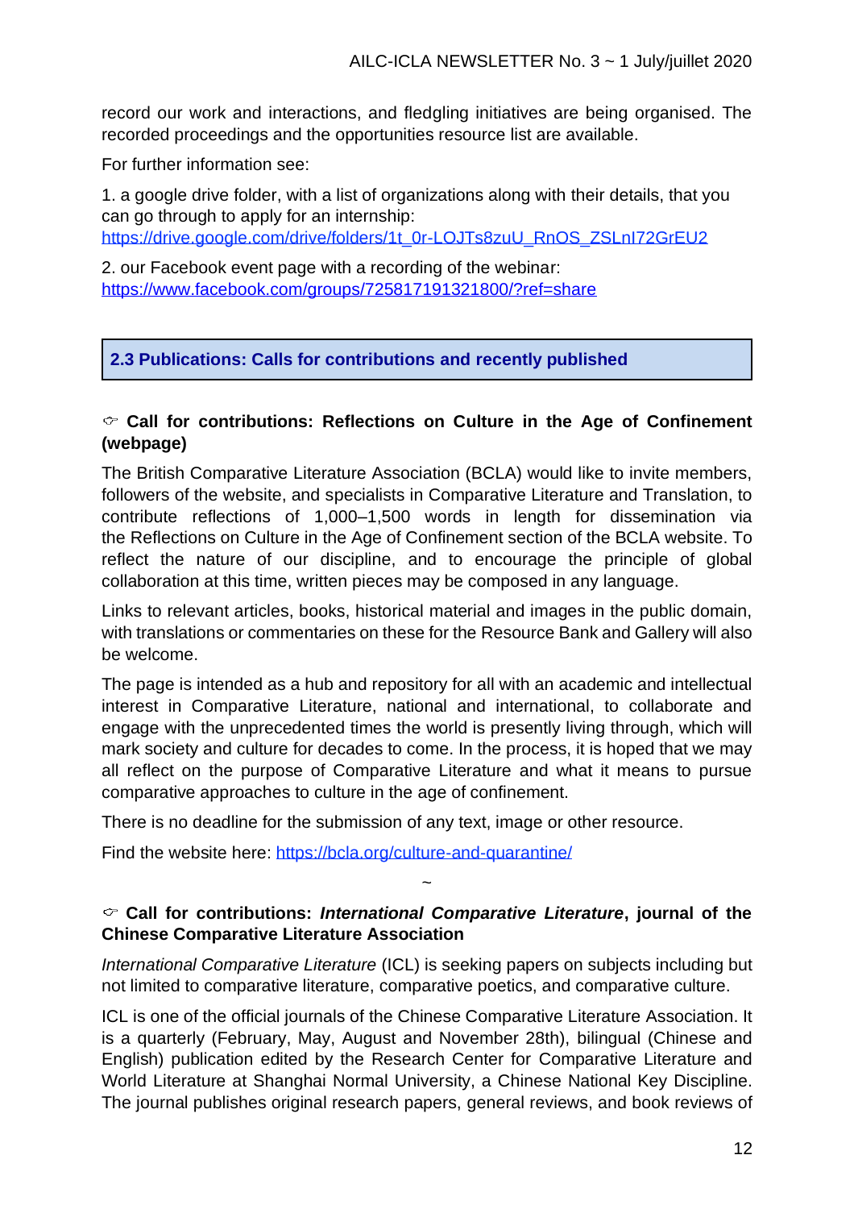record our work and interactions, and fledgling initiatives are being organised. The recorded proceedings and the opportunities resource list are available.

For further information see:

1. a google drive folder, with a list of organizations along with their details, that you can go through to apply for an internship:
https://drive.google.com/drive/folders/1t_0r-LOJTs8zuU_RnOS_ZSLnI72GrEU2

2. our Facebook event page with a recording of the webinar:
https://www.facebook.com/groups/725817191321800/?ref=share

## 2.3 Publications: Calls for contributions and recently published

### ☞ Call for contributions: Reflections on Culture in the Age of Confinement (webpage)

The British Comparative Literature Association (BCLA) would like to invite members, followers of the website, and specialists in Comparative Literature and Translation, to contribute reflections of 1,000–1,500 words in length for dissemination via the Reflections on Culture in the Age of Confinement section of the BCLA website. To reflect the nature of our discipline, and to encourage the principle of global collaboration at this time, written pieces may be composed in any language.

Links to relevant articles, books, historical material and images in the public domain, with translations or commentaries on these for the Resource Bank and Gallery will also be welcome.

The page is intended as a hub and repository for all with an academic and intellectual interest in Comparative Literature, national and international, to collaborate and engage with the unprecedented times the world is presently living through, which will mark society and culture for decades to come. In the process, it is hoped that we may all reflect on the purpose of Comparative Literature and what it means to pursue comparative approaches to culture in the age of confinement.

There is no deadline for the submission of any text, image or other resource.

Find the website here: https://bcla.org/culture-and-quarantine/

~

### ☞ Call for contributions: *International Comparative Literature*, journal of the Chinese Comparative Literature Association

*International Comparative Literature* (ICL) is seeking papers on subjects including but not limited to comparative literature, comparative poetics, and comparative culture.

ICL is one of the official journals of the Chinese Comparative Literature Association. It is a quarterly (February, May, August and November 28th), bilingual (Chinese and English) publication edited by the Research Center for Comparative Literature and World Literature at Shanghai Normal University, a Chinese National Key Discipline. The journal publishes original research papers, general reviews, and book reviews of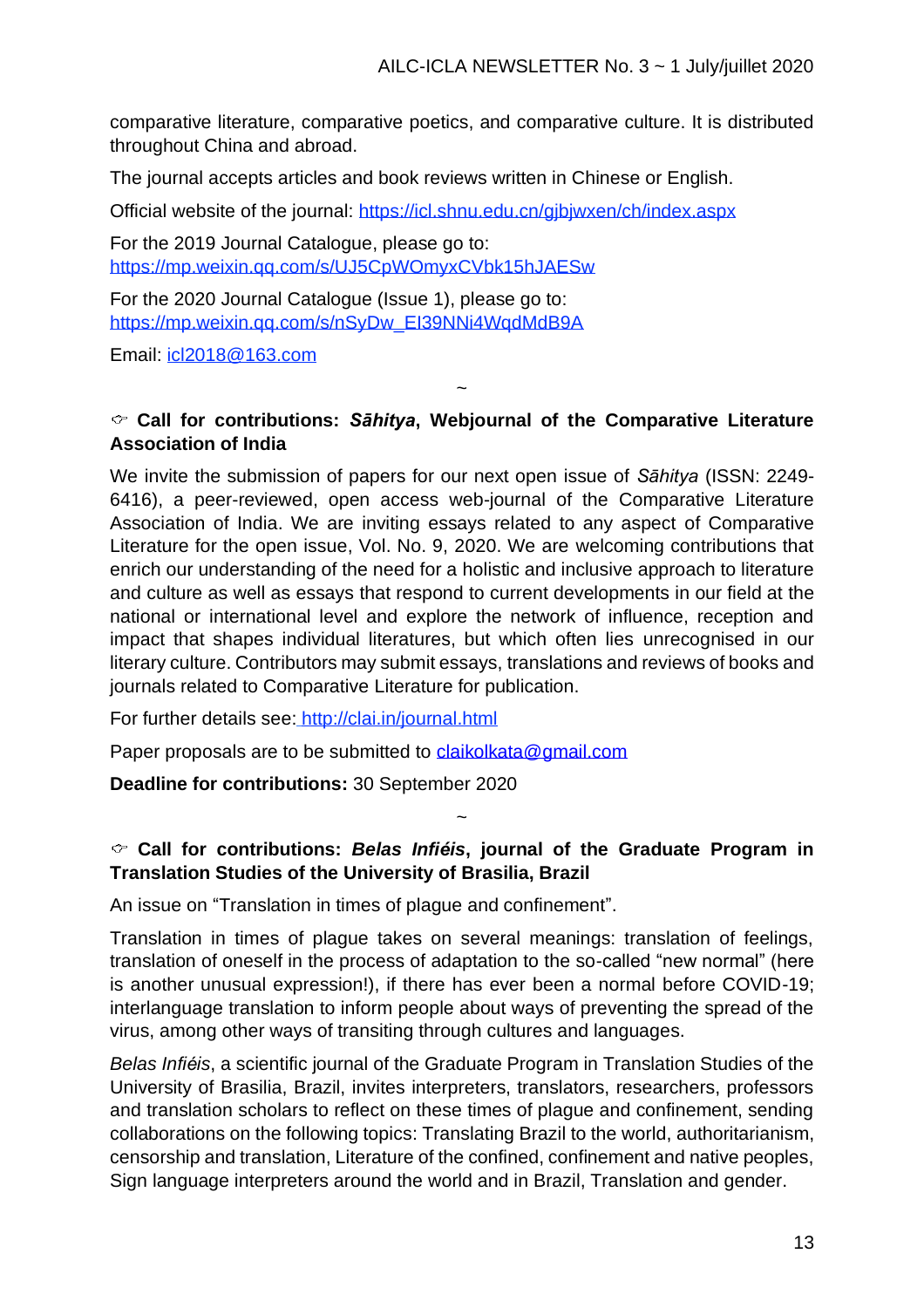comparative literature, comparative poetics, and comparative culture. It is distributed throughout China and abroad.

The journal accepts articles and book reviews written in Chinese or English.

Official website of the journal: https://icl.shnu.edu.cn/gjbjwxen/ch/index.aspx

For the 2019 Journal Catalogue, please go to: https://mp.weixin.qq.com/s/UJ5CpWOmyxCVbk15hJAESw

For the 2020 Journal Catalogue (Issue 1), please go to: https://mp.weixin.qq.com/s/nSyDw_EI39NNi4WqdMdB9A

Email: icl2018@163.com

~

### ➪ Call for contributions: *Sāhitya*, Webjournal of the Comparative Literature Association of India

We invite the submission of papers for our next open issue of *Sāhitya* (ISSN: 2249-6416), a peer-reviewed, open access web-journal of the Comparative Literature Association of India. We are inviting essays related to any aspect of Comparative Literature for the open issue, Vol. No. 9, 2020. We are welcoming contributions that enrich our understanding of the need for a holistic and inclusive approach to literature and culture as well as essays that respond to current developments in our field at the national or international level and explore the network of influence, reception and impact that shapes individual literatures, but which often lies unrecognised in our literary culture. Contributors may submit essays, translations and reviews of books and journals related to Comparative Literature for publication.

For further details see: http://clai.in/journal.html

Paper proposals are to be submitted to claikolkata@gmail.com

**Deadline for contributions:** 30 September 2020

~

### ➪ Call for contributions: *Belas Infiéis*, journal of the Graduate Program in Translation Studies of the University of Brasilia, Brazil

An issue on "Translation in times of plague and confinement".

Translation in times of plague takes on several meanings: translation of feelings, translation of oneself in the process of adaptation to the so-called "new normal" (here is another unusual expression!), if there has ever been a normal before COVID-19; interlanguage translation to inform people about ways of preventing the spread of the virus, among other ways of transiting through cultures and languages.

*Belas Infiéis*, a scientific journal of the Graduate Program in Translation Studies of the University of Brasilia, Brazil, invites interpreters, translators, researchers, professors and translation scholars to reflect on these times of plague and confinement, sending collaborations on the following topics: Translating Brazil to the world, authoritarianism, censorship and translation, Literature of the confined, confinement and native peoples, Sign language interpreters around the world and in Brazil, Translation and gender.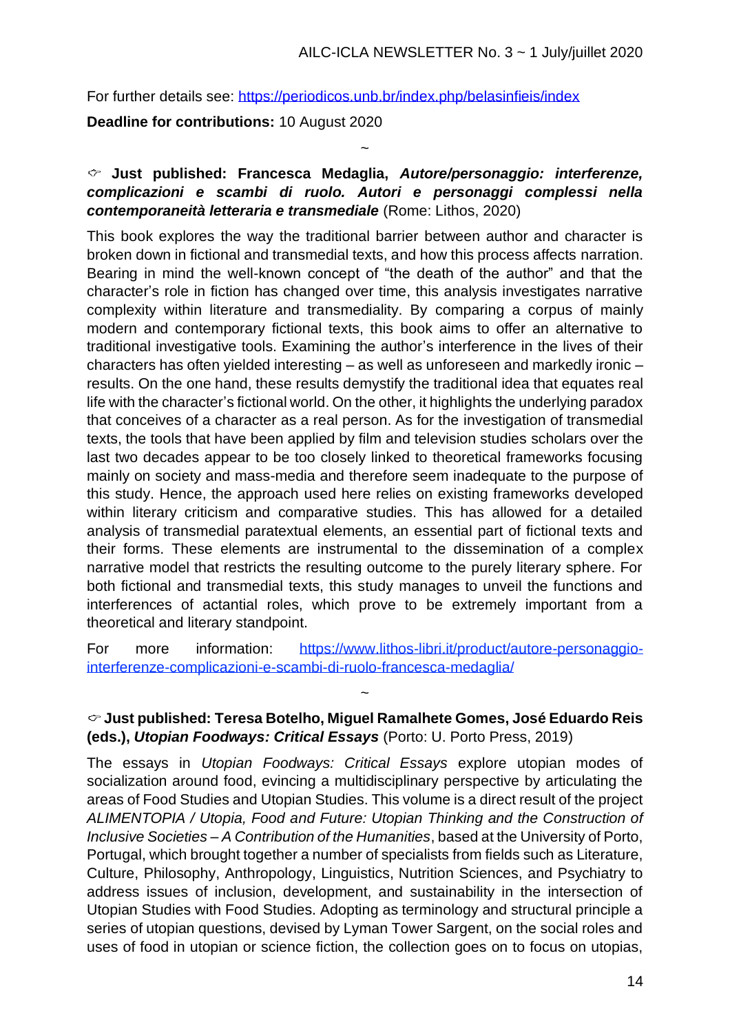For further details see: https://periodicos.unb.br/index.php/belasinfieis/index

**Deadline for contributions:** 10 August 2020

~

☞ **Just published: Francesca Medaglia, *Autore/personaggio: interferenze, complicazioni e scambi di ruolo. Autori e personaggi complessi nella contemporaneità letteraria e transmediale*** (Rome: Lithos, 2020)

This book explores the way the traditional barrier between author and character is broken down in fictional and transmedial texts, and how this process affects narration. Bearing in mind the well-known concept of "the death of the author" and that the character's role in fiction has changed over time, this analysis investigates narrative complexity within literature and transmediality. By comparing a corpus of mainly modern and contemporary fictional texts, this book aims to offer an alternative to traditional investigative tools. Examining the author's interference in the lives of their characters has often yielded interesting – as well as unforeseen and markedly ironic – results. On the one hand, these results demystify the traditional idea that equates real life with the character's fictional world. On the other, it highlights the underlying paradox that conceives of a character as a real person. As for the investigation of transmedial texts, the tools that have been applied by film and television studies scholars over the last two decades appear to be too closely linked to theoretical frameworks focusing mainly on society and mass-media and therefore seem inadequate to the purpose of this study. Hence, the approach used here relies on existing frameworks developed within literary criticism and comparative studies. This has allowed for a detailed analysis of transmedial paratextual elements, an essential part of fictional texts and their forms. These elements are instrumental to the dissemination of a complex narrative model that restricts the resulting outcome to the purely literary sphere. For both fictional and transmedial texts, this study manages to unveil the functions and interferences of actantial roles, which prove to be extremely important from a theoretical and literary standpoint.

For more information: https://www.lithos-libri.it/product/autore-personaggio-interferenze-complicazioni-e-scambi-di-ruolo-francesca-medaglia/

~

☞ **Just published: Teresa Botelho, Miguel Ramalhete Gomes, José Eduardo Reis (eds.), *Utopian Foodways: Critical Essays*** (Porto: U. Porto Press, 2019)

The essays in *Utopian Foodways: Critical Essays* explore utopian modes of socialization around food, evincing a multidisciplinary perspective by articulating the areas of Food Studies and Utopian Studies. This volume is a direct result of the project *ALIMENTOPIA / Utopia, Food and Future: Utopian Thinking and the Construction of Inclusive Societies – A Contribution of the Humanities*, based at the University of Porto, Portugal, which brought together a number of specialists from fields such as Literature, Culture, Philosophy, Anthropology, Linguistics, Nutrition Sciences, and Psychiatry to address issues of inclusion, development, and sustainability in the intersection of Utopian Studies with Food Studies. Adopting as terminology and structural principle a series of utopian questions, devised by Lyman Tower Sargent, on the social roles and uses of food in utopian or science fiction, the collection goes on to focus on utopias,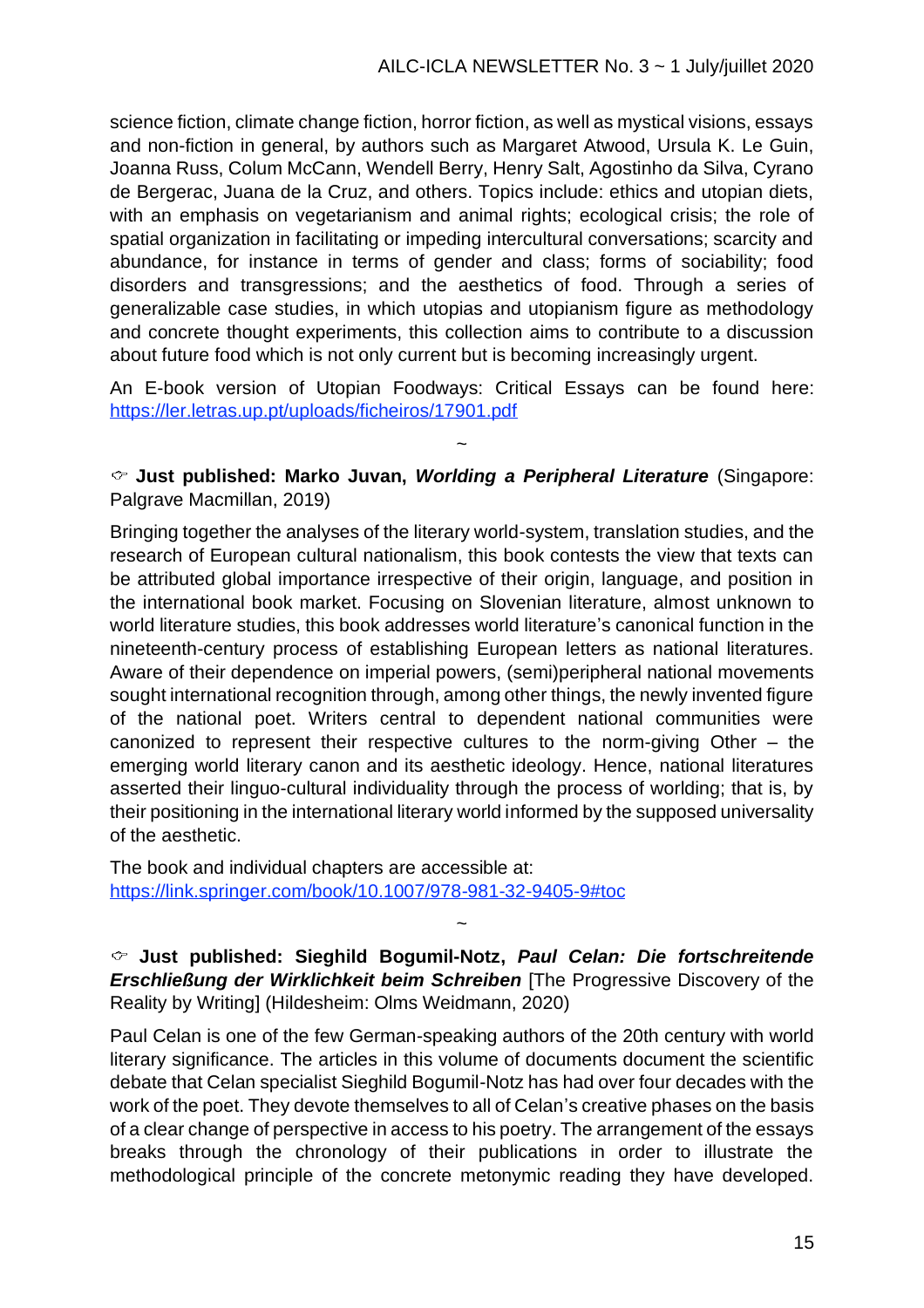science fiction, climate change fiction, horror fiction, as well as mystical visions, essays and non-fiction in general, by authors such as Margaret Atwood, Ursula K. Le Guin, Joanna Russ, Colum McCann, Wendell Berry, Henry Salt, Agostinho da Silva, Cyrano de Bergerac, Juana de la Cruz, and others. Topics include: ethics and utopian diets, with an emphasis on vegetarianism and animal rights; ecological crisis; the role of spatial organization in facilitating or impeding intercultural conversations; scarcity and abundance, for instance in terms of gender and class; forms of sociability; food disorders and transgressions; and the aesthetics of food. Through a series of generalizable case studies, in which utopias and utopianism figure as methodology and concrete thought experiments, this collection aims to contribute to a discussion about future food which is not only current but is becoming increasingly urgent.

An E-book version of Utopian Foodways: Critical Essays can be found here: https://ler.letras.up.pt/uploads/ficheiros/17901.pdf

~

☞ **Just published: Marko Juvan, *Worlding a Peripheral Literature*** (Singapore: Palgrave Macmillan, 2019)

Bringing together the analyses of the literary world-system, translation studies, and the research of European cultural nationalism, this book contests the view that texts can be attributed global importance irrespective of their origin, language, and position in the international book market. Focusing on Slovenian literature, almost unknown to world literature studies, this book addresses world literature's canonical function in the nineteenth-century process of establishing European letters as national literatures. Aware of their dependence on imperial powers, (semi)peripheral national movements sought international recognition through, among other things, the newly invented figure of the national poet. Writers central to dependent national communities were canonized to represent their respective cultures to the norm-giving Other – the emerging world literary canon and its aesthetic ideology. Hence, national literatures asserted their linguo-cultural individuality through the process of worlding; that is, by their positioning in the international literary world informed by the supposed universality of the aesthetic.

The book and individual chapters are accessible at:
https://link.springer.com/book/10.1007/978-981-32-9405-9#toc

~

☞ **Just published: Sieghild Bogumil-Notz, *Paul Celan: Die fortschreitende Erschließung der Wirklichkeit beim Schreiben*** [The Progressive Discovery of the Reality by Writing] (Hildesheim: Olms Weidmann, 2020)

Paul Celan is one of the few German-speaking authors of the 20th century with world literary significance. The articles in this volume of documents document the scientific debate that Celan specialist Sieghild Bogumil-Notz has had over four decades with the work of the poet. They devote themselves to all of Celan's creative phases on the basis of a clear change of perspective in access to his poetry. The arrangement of the essays breaks through the chronology of their publications in order to illustrate the methodological principle of the concrete metonymic reading they have developed.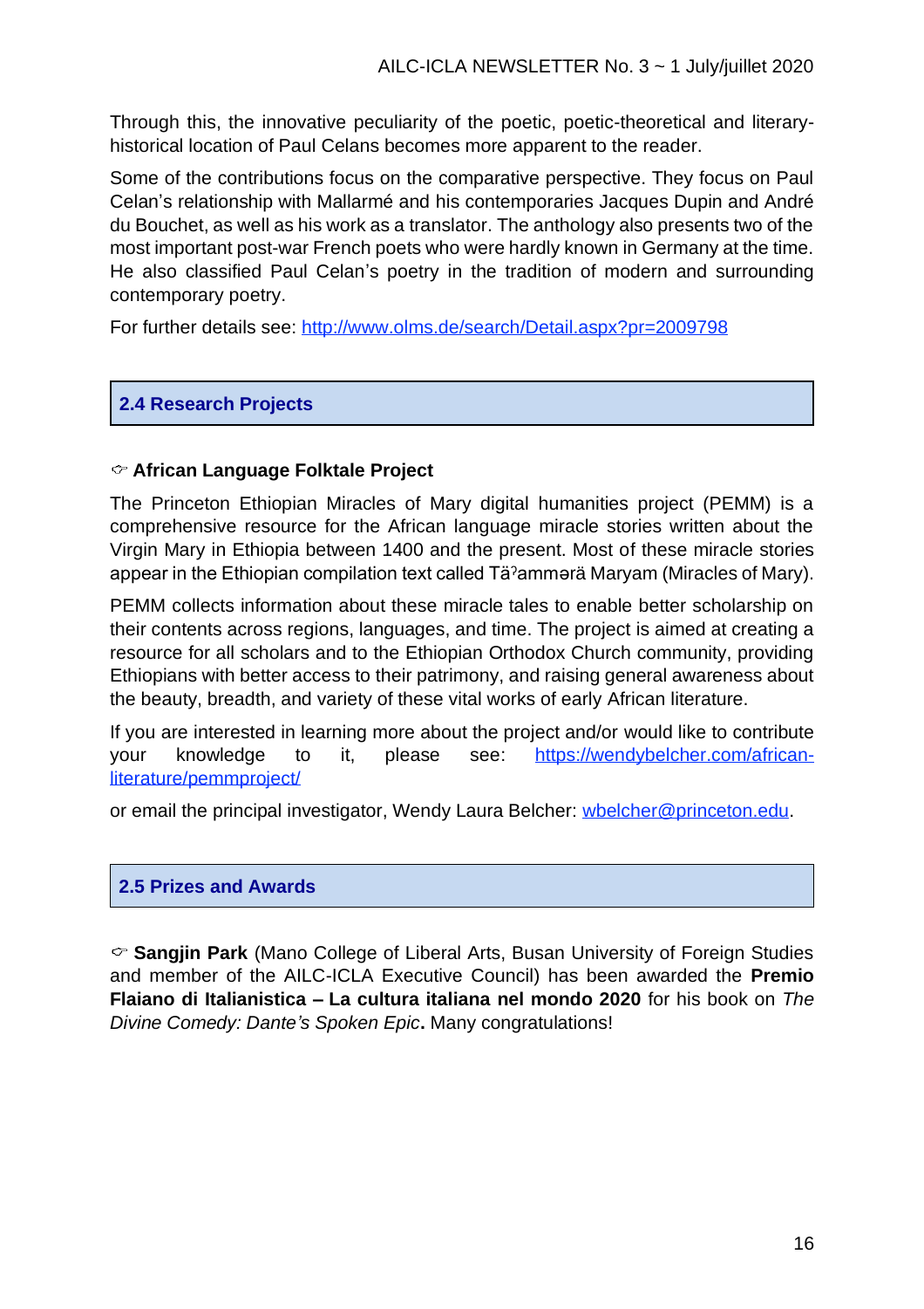Through this, the innovative peculiarity of the poetic, poetic-theoretical and literary-historical location of Paul Celans becomes more apparent to the reader.

Some of the contributions focus on the comparative perspective. They focus on Paul Celan's relationship with Mallarmé and his contemporaries Jacques Dupin and André du Bouchet, as well as his work as a translator. The anthology also presents two of the most important post-war French poets who were hardly known in Germany at the time. He also classified Paul Celan's poetry in the tradition of modern and surrounding contemporary poetry.

For further details see: http://www.olms.de/search/Detail.aspx?pr=2009798

## 2.4 Research Projects

☞ **African Language Folktale Project**

The Princeton Ethiopian Miracles of Mary digital humanities project (PEMM) is a comprehensive resource for the African language miracle stories written about the Virgin Mary in Ethiopia between 1400 and the present. Most of these miracle stories appear in the Ethiopian compilation text called Tä<sup>ʾ</sup>ammərä Maryam (Miracles of Mary).

PEMM collects information about these miracle tales to enable better scholarship on their contents across regions, languages, and time. The project is aimed at creating a resource for all scholars and to the Ethiopian Orthodox Church community, providing Ethiopians with better access to their patrimony, and raising general awareness about the beauty, breadth, and variety of these vital works of early African literature.

If you are interested in learning more about the project and/or would like to contribute your knowledge to it, please see: https://wendybelcher.com/african-literature/pemmproject/

or email the principal investigator, Wendy Laura Belcher: wbelcher@princeton.edu.

## 2.5 Prizes and Awards

☞ **Sangjin Park** (Mano College of Liberal Arts, Busan University of Foreign Studies and member of the AILC-ICLA Executive Council) has been awarded the **Premio Flaiano di Italianistica – La cultura italiana nel mondo 2020** for his book on *The Divine Comedy: Dante's Spoken Epic*. Many congratulations!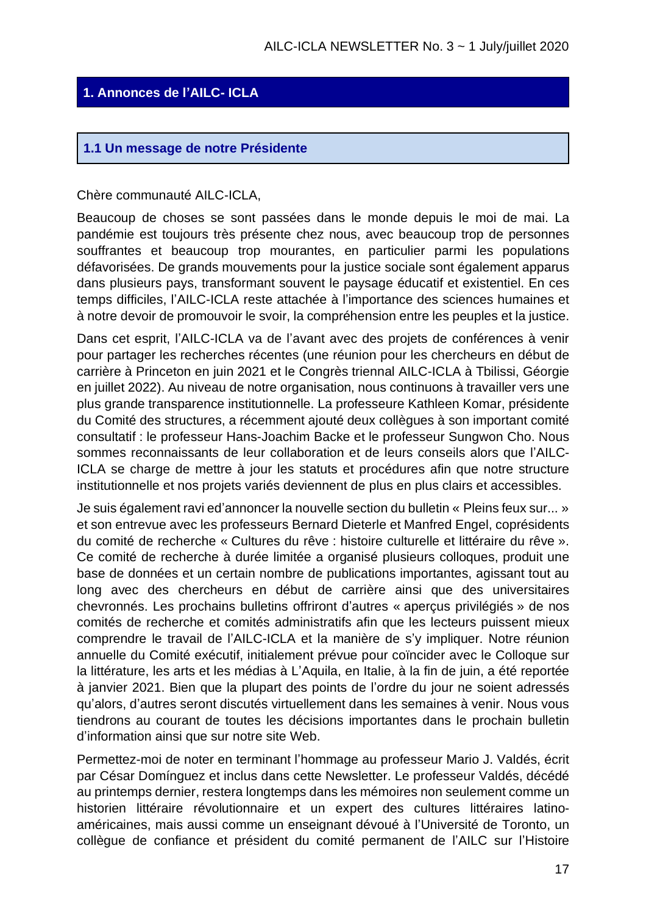## 1. Annonces de l'AILC- ICLA

### 1.1 Un message de notre Présidente

Chère communauté AILC-ICLA,

Beaucoup de choses se sont passées dans le monde depuis le moi de mai. La pandémie est toujours très présente chez nous, avec beaucoup trop de personnes souffrantes et beaucoup trop mourantes, en particulier parmi les populations défavorisées. De grands mouvements pour la justice sociale sont également apparus dans plusieurs pays, transformant souvent le paysage éducatif et existentiel. En ces temps difficiles, l'AILC-ICLA reste attachée à l'importance des sciences humaines et à notre devoir de promouvoir le svoir, la compréhension entre les peuples et la justice.

Dans cet esprit, l'AILC-ICLA va de l'avant avec des projets de conférences à venir pour partager les recherches récentes (une réunion pour les chercheurs en début de carrière à Princeton en juin 2021 et le Congrès triennal AILC-ICLA à Tbilissi, Géorgie en juillet 2022). Au niveau de notre organisation, nous continuons à travailler vers une plus grande transparence institutionnelle. La professeure Kathleen Komar, présidente du Comité des structures, a récemment ajouté deux collègues à son important comité consultatif : le professeur Hans-Joachim Backe et le professeur Sungwon Cho. Nous sommes reconnaissants de leur collaboration et de leurs conseils alors que l'AILC-ICLA se charge de mettre à jour les statuts et procédures afin que notre structure institutionnelle et nos projets variés deviennent de plus en plus clairs et accessibles.

Je suis également ravi ed'annoncer la nouvelle section du bulletin « Pleins feux sur... » et son entrevue avec les professeurs Bernard Dieterle et Manfred Engel, coprésidents du comité de recherche « Cultures du rêve : histoire culturelle et littéraire du rêve ». Ce comité de recherche à durée limitée a organisé plusieurs colloques, produit une base de données et un certain nombre de publications importantes, agissant tout au long avec des chercheurs en début de carrière ainsi que des universitaires chevronnés. Les prochains bulletins offriront d'autres « aperçus privilégiés » de nos comités de recherche et comités administratifs afin que les lecteurs puissent mieux comprendre le travail de l'AILC-ICLA et la manière de s'y impliquer. Notre réunion annuelle du Comité exécutif, initialement prévue pour coïncider avec le Colloque sur la littérature, les arts et les médias à L'Aquila, en Italie, à la fin de juin, a été reportée à janvier 2021. Bien que la plupart des points de l'ordre du jour ne soient adressés qu'alors, d'autres seront discutés virtuellement dans les semaines à venir. Nous vous tiendrons au courant de toutes les décisions importantes dans le prochain bulletin d'information ainsi que sur notre site Web.

Permettez-moi de noter en terminant l'hommage au professeur Mario J. Valdés, écrit par César Domínguez et inclus dans cette Newsletter. Le professeur Valdés, décédé au printemps dernier, restera longtemps dans les mémoires non seulement comme un historien littéraire révolutionnaire et un expert des cultures littéraires latino-américaines, mais aussi comme un enseignant dévoué à l'Université de Toronto, un collègue de confiance et président du comité permanent de l'AILC sur l'Histoire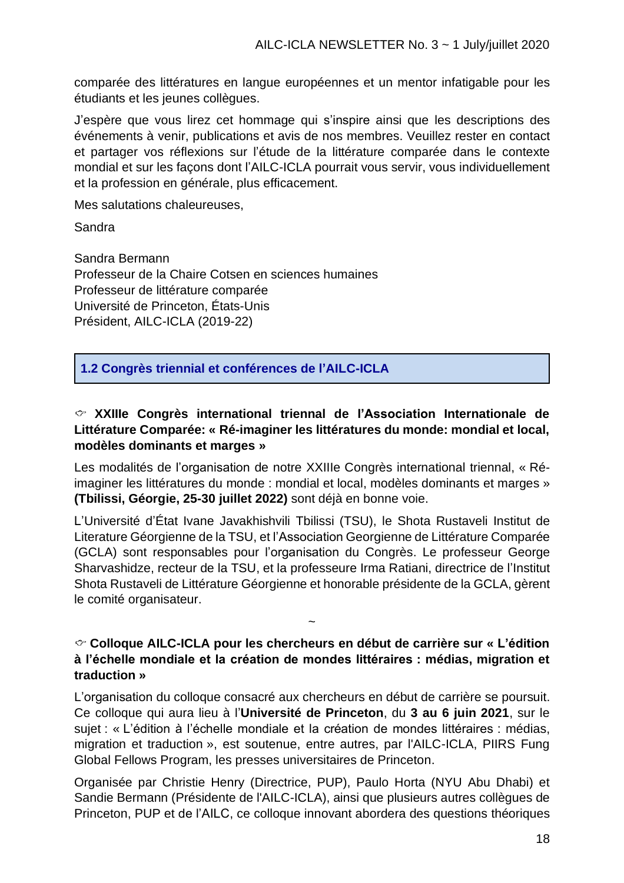comparée des littératures en langue européennes et un mentor infatigable pour les étudiants et les jeunes collègues.

J'espère que vous lirez cet hommage qui s'inspire ainsi que les descriptions des événements à venir, publications et avis de nos membres. Veuillez rester en contact et partager vos réflexions sur l'étude de la littérature comparée dans le contexte mondial et sur les façons dont l'AILC-ICLA pourrait vous servir, vous individuellement et la profession en générale, plus efficacement.

Mes salutations chaleureuses,

Sandra

Sandra Bermann
Professeur de la Chaire Cotsen en sciences humaines
Professeur de littérature comparée
Université de Princeton, États-Unis
Président, AILC-ICLA (2019-22)

## 1.2 Congrès triennial et conférences de l'AILC-ICLA

### ☞ XXIIIe Congrès international triennal de l'Association Internationale de Littérature Comparée: « Ré-imaginer les littératures du monde: mondial et local, modèles dominants et marges »

Les modalités de l'organisation de notre XXIIIe Congrès international triennal, « Ré-imaginer les littératures du monde : mondial et local, modèles dominants et marges » **(Tbilissi, Géorgie, 25-30 juillet 2022)** sont déjà en bonne voie.

L'Université d'État Ivane Javakhishvili Tbilissi (TSU), le Shota Rustaveli Institut de Literature Géorgienne de la TSU, et l'Association Georgienne de Littérature Comparée (GCLA) sont responsables pour l'organisation du Congrès. Le professeur George Sharvashidze, recteur de la TSU, et la professeure Irma Ratiani, directrice de l'Institut Shota Rustaveli de Littérature Géorgienne et honorable présidente de la GCLA, gèrent le comité organisateur.

~

### ☞ Colloque AILC-ICLA pour les chercheurs en début de carrière sur « L'édition à l'échelle mondiale et la création de mondes littéraires : médias, migration et traduction »

L'organisation du colloque consacré aux chercheurs en début de carrière se poursuit. Ce colloque qui aura lieu à l'**Université de Princeton**, du **3 au 6 juin 2021**, sur le sujet : « L'édition à l'échelle mondiale et la création de mondes littéraires : médias, migration et traduction », est soutenue, entre autres, par l'AILC-ICLA, PIIRS Fung Global Fellows Program, les presses universitaires de Princeton.

Organisée par Christie Henry (Directrice, PUP), Paulo Horta (NYU Abu Dhabi) et Sandie Bermann (Présidente de l'AILC-ICLA), ainsi que plusieurs autres collègues de Princeton, PUP et de l'AILC, ce colloque innovant abordera des questions théoriques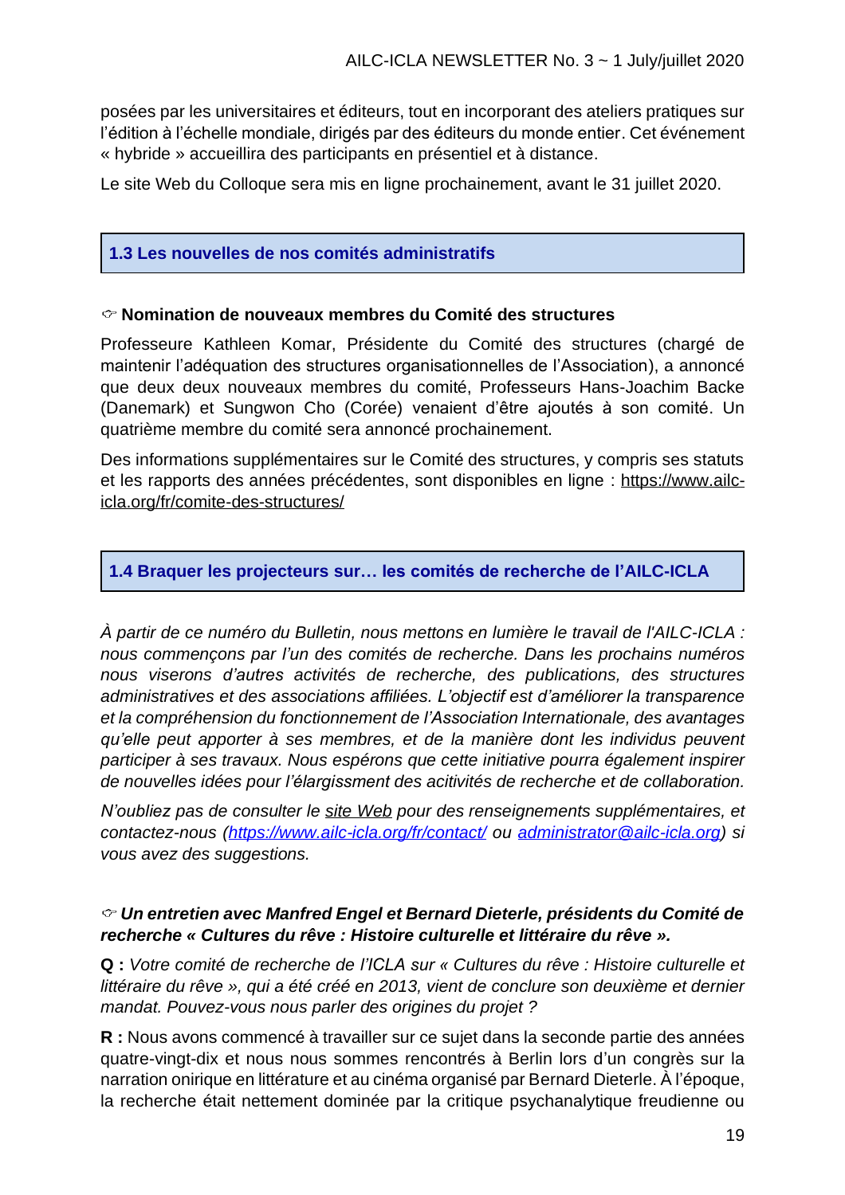posées par les universitaires et éditeurs, tout en incorporant des ateliers pratiques sur l'édition à l'échelle mondiale, dirigés par des éditeurs du monde entier. Cet événement « hybride » accueillira des participants en présentiel et à distance.

Le site Web du Colloque sera mis en ligne prochainement, avant le 31 juillet 2020.

## 1.3 Les nouvelles de nos comités administratifs

### 👉 Nomination de nouveaux membres du Comité des structures

Professeure Kathleen Komar, Présidente du Comité des structures (chargé de maintenir l'adéquation des structures organisationnelles de l'Association), a annoncé que deux deux nouveaux membres du comité, Professeurs Hans-Joachim Backe (Danemark) et Sungwon Cho (Corée) venaient d'être ajoutés à son comité. Un quatrième membre du comité sera annoncé prochainement.

Des informations supplémentaires sur le Comité des structures, y compris ses statuts et les rapports des années précédentes, sont disponibles en ligne : https://www.ailc-icla.org/fr/comite-des-structures/

## 1.4 Braquer les projecteurs sur… les comités de recherche de l'AILC-ICLA

*À partir de ce numéro du Bulletin, nous mettons en lumière le travail de l'AILC-ICLA : nous commençons par l'un des comités de recherche. Dans les prochains numéros nous viserons d'autres activités de recherche, des publications, des structures administratives et des associations affiliées. L'objectif est d'améliorer la transparence et la compréhension du fonctionnement de l'Association Internationale, des avantages qu'elle peut apporter à ses membres, et de la manière dont les individus peuvent participer à ses travaux. Nous espérons que cette initiative pourra également inspirer de nouvelles idées pour l'élargissment des acitivités de recherche et de collaboration.*

*N'oubliez pas de consulter le site Web pour des renseignements supplémentaires, et contactez-nous (https://www.ailc-icla.org/fr/contact/ ou administrator@ailc-icla.org) si vous avez des suggestions.*

### 👉 *Un entretien avec Manfred Engel et Bernard Dieterle, présidents du Comité de recherche « Cultures du rêve : Histoire culturelle et littéraire du rêve ».*

**Q :** *Votre comité de recherche de l'ICLA sur « Cultures du rêve : Histoire culturelle et littéraire du rêve », qui a été créé en 2013, vient de conclure son deuxième et dernier mandat. Pouvez-vous nous parler des origines du projet ?*

**R :** Nous avons commencé à travailler sur ce sujet dans la seconde partie des années quatre-vingt-dix et nous nous sommes rencontrés à Berlin lors d'un congrès sur la narration onirique en littérature et au cinéma organisé par Bernard Dieterle. À l'époque, la recherche était nettement dominée par la critique psychanalytique freudienne ou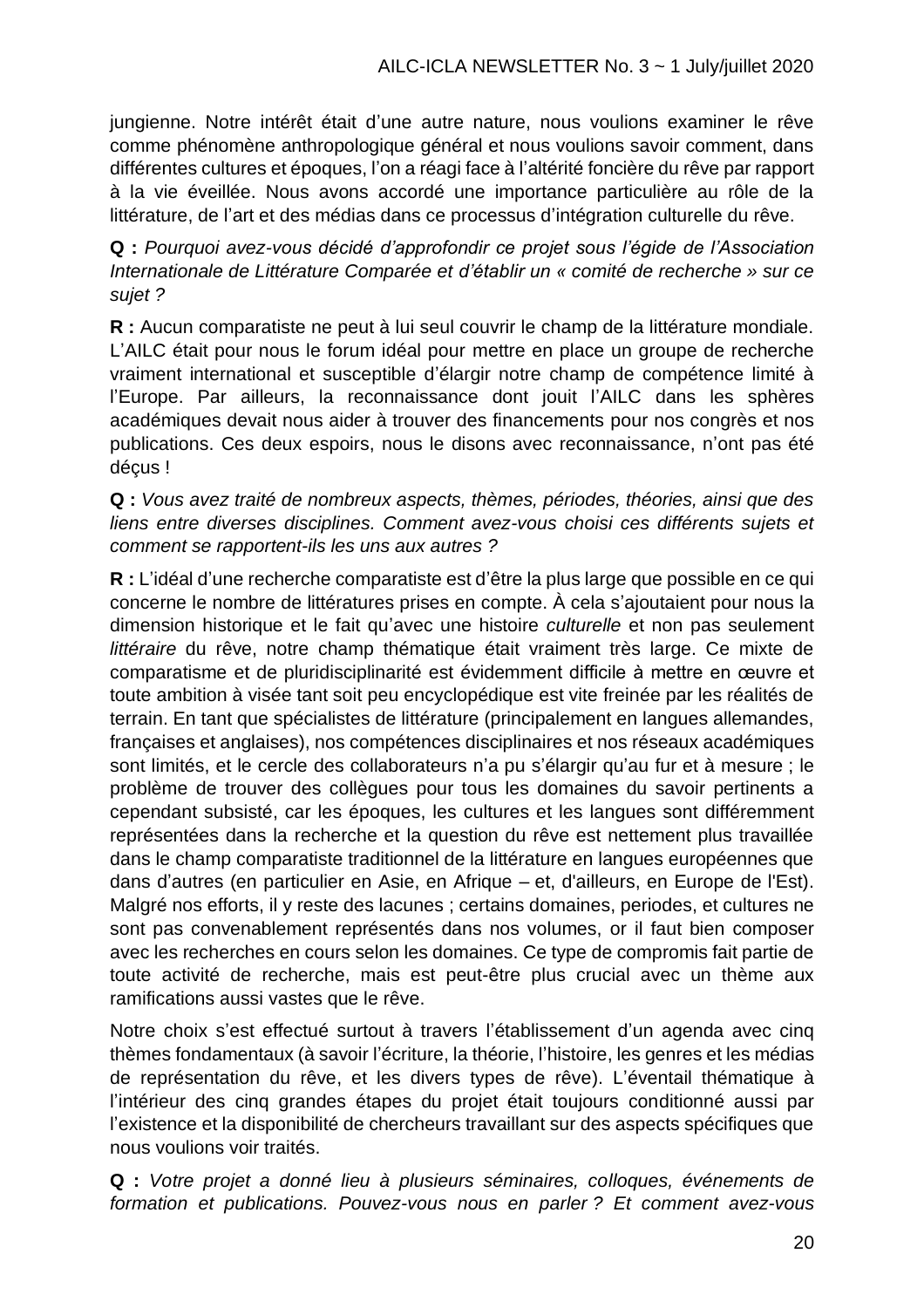jungienne. Notre intérêt était d'une autre nature, nous voulions examiner le rêve comme phénomène anthropologique général et nous voulions savoir comment, dans différentes cultures et époques, l'on a réagi face à l'altérité foncière du rêve par rapport à la vie éveillée. Nous avons accordé une importance particulière au rôle de la littérature, de l'art et des médias dans ce processus d'intégration culturelle du rêve.

**Q :** *Pourquoi avez-vous décidé d'approfondir ce projet sous l'égide de l'Association Internationale de Littérature Comparée et d'établir un « comité de recherche » sur ce sujet ?*

**R :** Aucun comparatiste ne peut à lui seul couvrir le champ de la littérature mondiale. L'AILC était pour nous le forum idéal pour mettre en place un groupe de recherche vraiment international et susceptible d'élargir notre champ de compétence limité à l'Europe. Par ailleurs, la reconnaissance dont jouit l'AILC dans les sphères académiques devait nous aider à trouver des financements pour nos congrès et nos publications. Ces deux espoirs, nous le disons avec reconnaissance, n'ont pas été déçus !

**Q :** *Vous avez traité de nombreux aspects, thèmes, périodes, théories, ainsi que des liens entre diverses disciplines. Comment avez-vous choisi ces différents sujets et comment se rapportent-ils les uns aux autres ?*

**R :** L'idéal d'une recherche comparatiste est d'être la plus large que possible en ce qui concerne le nombre de littératures prises en compte. À cela s'ajoutaient pour nous la dimension historique et le fait qu'avec une histoire *culturelle* et non pas seulement *littéraire* du rêve, notre champ thématique était vraiment très large. Ce mixte de comparatisme et de pluridisciplinarité est évidemment difficile à mettre en œuvre et toute ambition à visée tant soit peu encyclopédique est vite freinée par les réalités de terrain. En tant que spécialistes de littérature (principalement en langues allemandes, françaises et anglaises), nos compétences disciplinaires et nos réseaux académiques sont limités, et le cercle des collaborateurs n'a pu s'élargir qu'au fur et à mesure ; le problème de trouver des collègues pour tous les domaines du savoir pertinents a cependant subsisté, car les époques, les cultures et les langues sont différemment représentées dans la recherche et la question du rêve est nettement plus travaillée dans le champ comparatiste traditionnel de la littérature en langues européennes que dans d'autres (en particulier en Asie, en Afrique – et, d'ailleurs, en Europe de l'Est). Malgré nos efforts, il y reste des lacunes ; certains domaines, periodes, et cultures ne sont pas convenablement représentés dans nos volumes, or il faut bien composer avec les recherches en cours selon les domaines. Ce type de compromis fait partie de toute activité de recherche, mais est peut-être plus crucial avec un thème aux ramifications aussi vastes que le rêve.

Notre choix s'est effectué surtout à travers l'établissement d'un agenda avec cinq thèmes fondamentaux (à savoir l'écriture, la théorie, l'histoire, les genres et les médias de représentation du rêve, et les divers types de rêve). L'éventail thématique à l'intérieur des cinq grandes étapes du projet était toujours conditionné aussi par l'existence et la disponibilité de chercheurs travaillant sur des aspects spécifiques que nous voulions voir traités.

**Q :** *Votre projet a donné lieu à plusieurs séminaires, colloques, événements de formation et publications. Pouvez-vous nous en parler ? Et comment avez-vous*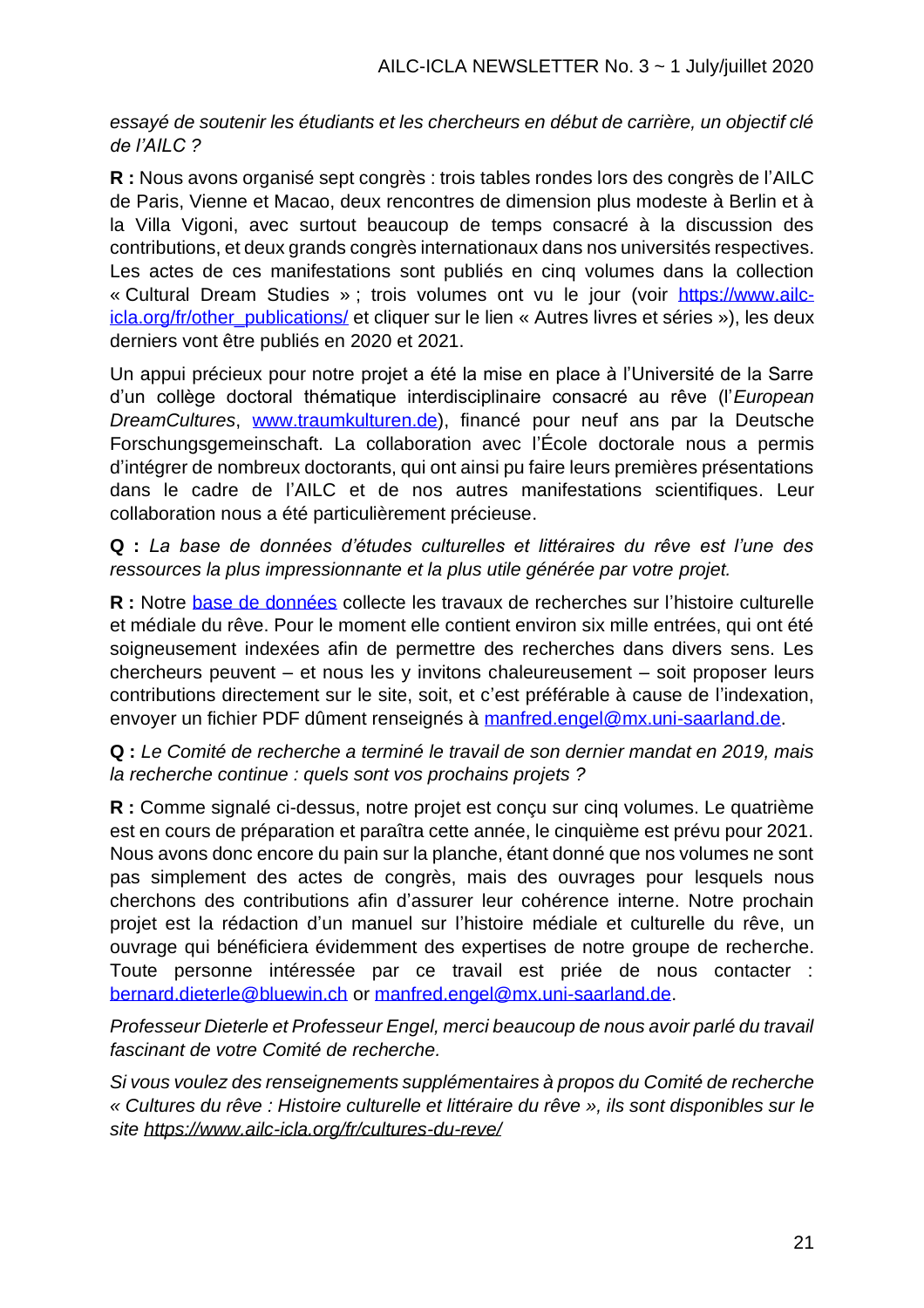*essayé de soutenir les étudiants et les chercheurs en début de carrière, un objectif clé de l'AILC ?*

**R :** Nous avons organisé sept congrès : trois tables rondes lors des congrès de l'AILC de Paris, Vienne et Macao, deux rencontres de dimension plus modeste à Berlin et à la Villa Vigoni, avec surtout beaucoup de temps consacré à la discussion des contributions, et deux grands congrès internationaux dans nos universités respectives. Les actes de ces manifestations sont publiés en cinq volumes dans la collection « Cultural Dream Studies » ; trois volumes ont vu le jour (voir https://www.ailc-icla.org/fr/other_publications/ et cliquer sur le lien « Autres livres et séries »), les deux derniers vont être publiés en 2020 et 2021.

Un appui précieux pour notre projet a été la mise en place à l'Université de la Sarre d'un collège doctoral thématique interdisciplinaire consacré au rêve (l'*European DreamCultures*, www.traumkulturen.de), financé pour neuf ans par la Deutsche Forschungsgemeinschaft. La collaboration avec l'École doctorale nous a permis d'intégrer de nombreux doctorants, qui ont ainsi pu faire leurs premières présentations dans le cadre de l'AILC et de nos autres manifestations scientifiques. Leur collaboration nous a été particulièrement précieuse.

**Q :** *La base de données d'études culturelles et littéraires du rêve est l'une des ressources la plus impressionnante et la plus utile générée par votre projet.*

**R :** Notre base de données collecte les travaux de recherches sur l'histoire culturelle et médiale du rêve. Pour le moment elle contient environ six mille entrées, qui ont été soigneusement indexées afin de permettre des recherches dans divers sens. Les chercheurs peuvent – et nous les y invitons chaleureusement – soit proposer leurs contributions directement sur le site, soit, et c'est préférable à cause de l'indexation, envoyer un fichier PDF dûment renseignés à manfred.engel@mx.uni-saarland.de.

**Q :** *Le Comité de recherche a terminé le travail de son dernier mandat en 2019, mais la recherche continue : quels sont vos prochains projets ?*

**R :** Comme signalé ci-dessus, notre projet est conçu sur cinq volumes. Le quatrième est en cours de préparation et paraîtra cette année, le cinquième est prévu pour 2021. Nous avons donc encore du pain sur la planche, étant donné que nos volumes ne sont pas simplement des actes de congrès, mais des ouvrages pour lesquels nous cherchons des contributions afin d'assurer leur cohérence interne. Notre prochain projet est la rédaction d'un manuel sur l'histoire médiale et culturelle du rêve, un ouvrage qui bénéficiera évidemment des expertises de notre groupe de recherche. Toute personne intéressée par ce travail est priée de nous contacter : bernard.dieterle@bluewin.ch or manfred.engel@mx.uni-saarland.de.

*Professeur Dieterle et Professeur Engel, merci beaucoup de nous avoir parlé du travail fascinant de votre Comité de recherche.*

*Si vous voulez des renseignements supplémentaires à propos du Comité de recherche « Cultures du rêve : Histoire culturelle et littéraire du rêve », ils sont disponibles sur le site https://www.ailc-icla.org/fr/cultures-du-reve/*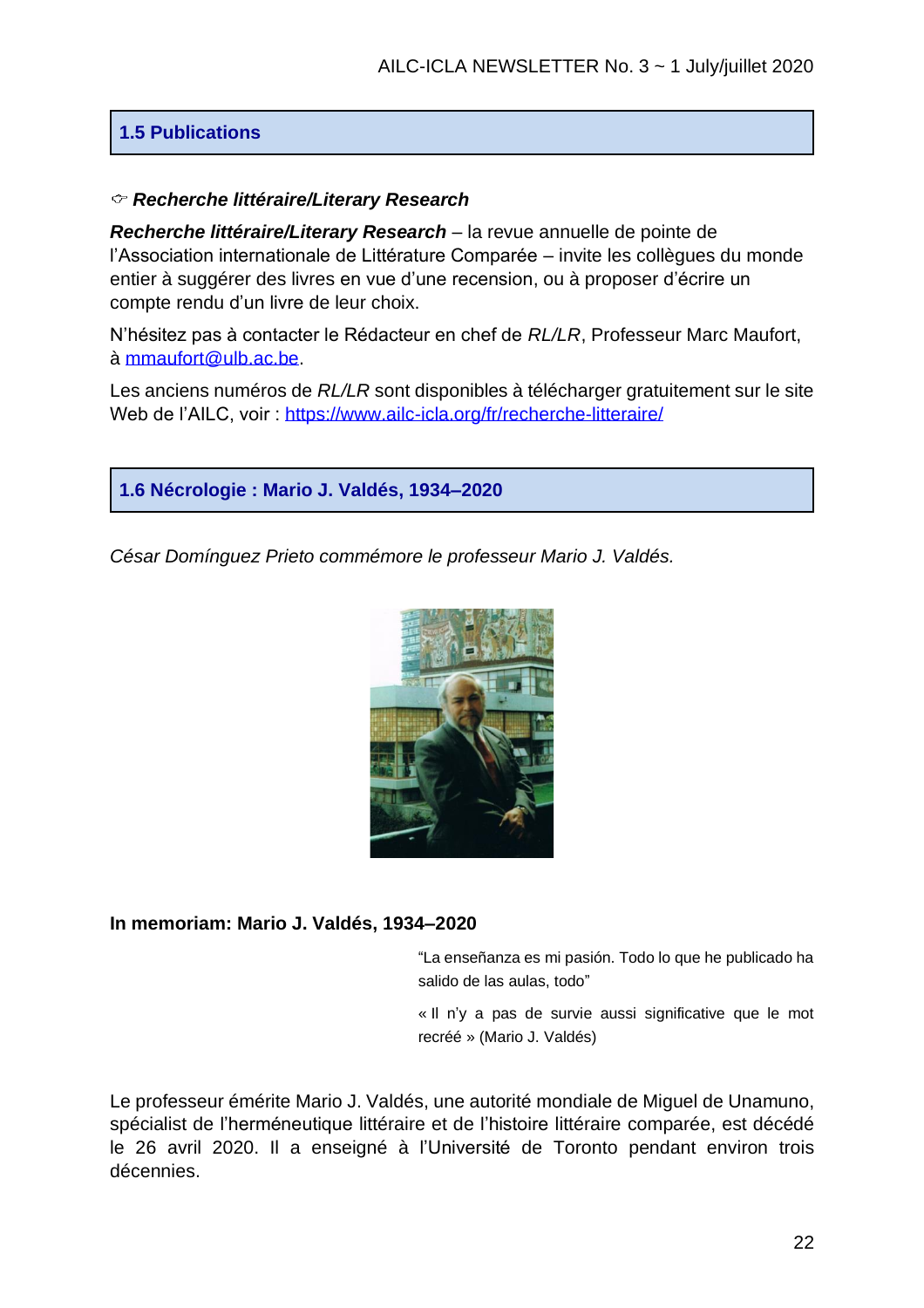## 1.5 Publications

☞ ***Recherche littéraire/Literary Research***

***Recherche littéraire/Literary Research*** – la revue annuelle de pointe de l'Association internationale de Littérature Comparée – invite les collègues du monde entier à suggérer des livres en vue d'une recension, ou à proposer d'écrire un compte rendu d'un livre de leur choix.

N'hésitez pas à contacter le Rédacteur en chef de *RL/LR*, Professeur Marc Maufort, à mmaufort@ulb.ac.be.

Les anciens numéros de *RL/LR* sont disponibles à télécharger gratuitement sur le site Web de l'AILC, voir : https://www.ailc-icla.org/fr/recherche-litteraire/

## 1.6 Nécrologie : Mario J. Valdés, 1934–2020

*César Domínguez Prieto commémore le professeur Mario J. Valdés.*

**In memoriam: Mario J. Valdés, 1934–2020**

"La enseñanza es mi pasión. Todo lo que he publicado ha salido de las aulas, todo"

« Il n'y a pas de survie aussi significative que le mot recréé » (Mario J. Valdés)

Le professeur émérite Mario J. Valdés, une autorité mondiale de Miguel de Unamuno, spécialist de l'herméneutique littéraire et de l'histoire littéraire comparée, est décédé le 26 avril 2020. Il a enseigné à l'Université de Toronto pendant environ trois décennies.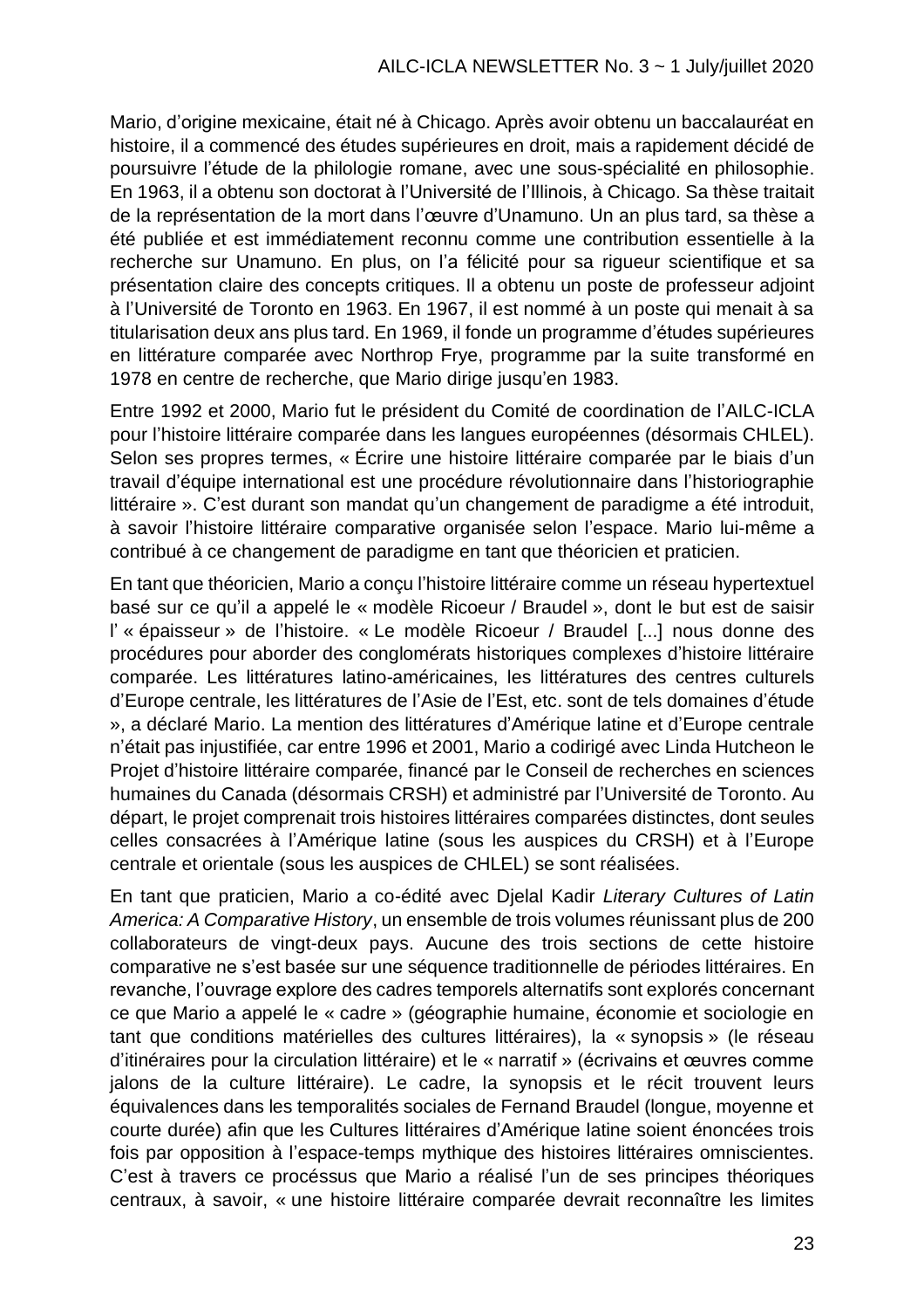Mario, d'origine mexicaine, était né à Chicago. Après avoir obtenu un baccalauréat en histoire, il a commencé des études supérieures en droit, mais a rapidement décidé de poursuivre l'étude de la philologie romane, avec une sous-spécialité en philosophie. En 1963, il a obtenu son doctorat à l'Université de l'Illinois, à Chicago. Sa thèse traitait de la représentation de la mort dans l'œuvre d'Unamuno. Un an plus tard, sa thèse a été publiée et est immédiatement reconnu comme une contribution essentielle à la recherche sur Unamuno. En plus, on l'a félicité pour sa rigueur scientifique et sa présentation claire des concepts critiques. Il a obtenu un poste de professeur adjoint à l'Université de Toronto en 1963. En 1967, il est nommé à un poste qui menait à sa titularisation deux ans plus tard. En 1969, il fonde un programme d'études supérieures en littérature comparée avec Northrop Frye, programme par la suite transformé en 1978 en centre de recherche, que Mario dirige jusqu'en 1983.

Entre 1992 et 2000, Mario fut le président du Comité de coordination de l'AILC-ICLA pour l'histoire littéraire comparée dans les langues européennes (désormais CHLEL). Selon ses propres termes, « Écrire une histoire littéraire comparée par le biais d'un travail d'équipe international est une procédure révolutionnaire dans l'historiographie littéraire ». C'est durant son mandat qu'un changement de paradigme a été introduit, à savoir l'histoire littéraire comparative organisée selon l'espace. Mario lui-même a contribué à ce changement de paradigme en tant que théoricien et praticien.

En tant que théoricien, Mario a conçu l'histoire littéraire comme un réseau hypertextuel basé sur ce qu'il a appelé le « modèle Ricoeur / Braudel », dont le but est de saisir l'« épaisseur » de l'histoire. « Le modèle Ricoeur / Braudel [...] nous donne des procédures pour aborder des conglomérats historiques complexes d'histoire littéraire comparée. Les littératures latino-américaines, les littératures des centres culturels d'Europe centrale, les littératures de l'Asie de l'Est, etc. sont de tels domaines d'étude », a déclaré Mario. La mention des littératures d'Amérique latine et d'Europe centrale n'était pas injustifiée, car entre 1996 et 2001, Mario a codirigé avec Linda Hutcheon le Projet d'histoire littéraire comparée, financé par le Conseil de recherches en sciences humaines du Canada (désormais CRSH) et administré par l'Université de Toronto. Au départ, le projet comprenait trois histoires littéraires comparées distinctes, dont seules celles consacrées à l'Amérique latine (sous les auspices du CRSH) et à l'Europe centrale et orientale (sous les auspices de CHLEL) se sont réalisées.

En tant que praticien, Mario a co-édité avec Djelal Kadir *Literary Cultures of Latin America: A Comparative History*, un ensemble de trois volumes réunissant plus de 200 collaborateurs de vingt-deux pays. Aucune des trois sections de cette histoire comparative ne s'est basée sur une séquence traditionnelle de périodes littéraires. En revanche, l'ouvrage explore des cadres temporels alternatifs sont explorés concernant ce que Mario a appelé le « cadre » (géographie humaine, économie et sociologie en tant que conditions matérielles des cultures littéraires), la « synopsis » (le réseau d'itinéraires pour la circulation littéraire) et le « narratif » (écrivains et œuvres comme jalons de la culture littéraire). Le cadre, la synopsis et le récit trouvent leurs équivalences dans les temporalités sociales de Fernand Braudel (longue, moyenne et courte durée) afin que les Cultures littéraires d'Amérique latine soient énoncées trois fois par opposition à l'espace-temps mythique des histoires littéraires omniscientes. C'est à travers ce procéssus que Mario a réalisé l'un de ses principes théoriques centraux, à savoir, « une histoire littéraire comparée devrait reconnaître les limites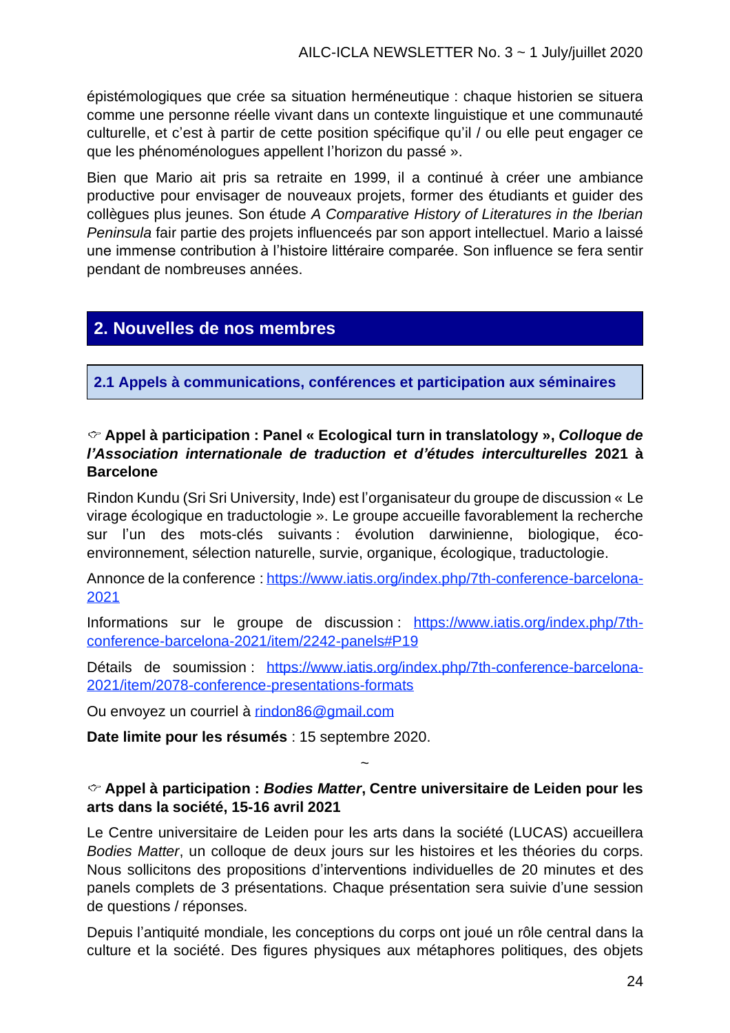épistémologiques que crée sa situation herméneutique : chaque historien se situera comme une personne réelle vivant dans un contexte linguistique et une communauté culturelle, et c'est à partir de cette position spécifique qu'il / ou elle peut engager ce que les phénoménologues appellent l'horizon du passé ».

Bien que Mario ait pris sa retraite en 1999, il a continué à créer une ambiance productive pour envisager de nouveaux projets, former des étudiants et guider des collègues plus jeunes. Son étude *A Comparative History of Literatures in the Iberian Peninsula* fair partie des projets influenceés par son apport intellectuel. Mario a laissé une immense contribution à l'histoire littéraire comparée. Son influence se fera sentir pendant de nombreuses années.

## 2. Nouvelles de nos membres

### 2.1 Appels à communications, conférences et participation aux séminaires

**☞ Appel à participation : Panel « Ecological turn in translatology », *Colloque de l'Association internationale de traduction et d'études interculturelles* 2021 à Barcelone**

Rindon Kundu (Sri Sri University, Inde) est l'organisateur du groupe de discussion « Le virage écologique en traductologie ». Le groupe accueille favorablement la recherche sur l'un des mots-clés suivants : évolution darwinienne, biologique, éco-environnement, sélection naturelle, survie, organique, écologique, traductologie.

Annonce de la conference : https://www.iatis.org/index.php/7th-conference-barcelona-2021

Informations sur le groupe de discussion : https://www.iatis.org/index.php/7th-conference-barcelona-2021/item/2242-panels#P19

Détails de soumission : https://www.iatis.org/index.php/7th-conference-barcelona-2021/item/2078-conference-presentations-formats

Ou envoyez un courriel à rindon86@gmail.com

**Date limite pour les résumés** : 15 septembre 2020.

~

**☞ Appel à participation : *Bodies Matter*, Centre universitaire de Leiden pour les arts dans la société, 15-16 avril 2021**

Le Centre universitaire de Leiden pour les arts dans la société (LUCAS) accueillera *Bodies Matter*, un colloque de deux jours sur les histoires et les théories du corps. Nous sollicitons des propositions d'interventions individuelles de 20 minutes et des panels complets de 3 présentations. Chaque présentation sera suivie d'une session de questions / réponses.

Depuis l'antiquité mondiale, les conceptions du corps ont joué un rôle central dans la culture et la société. Des figures physiques aux métaphores politiques, des objets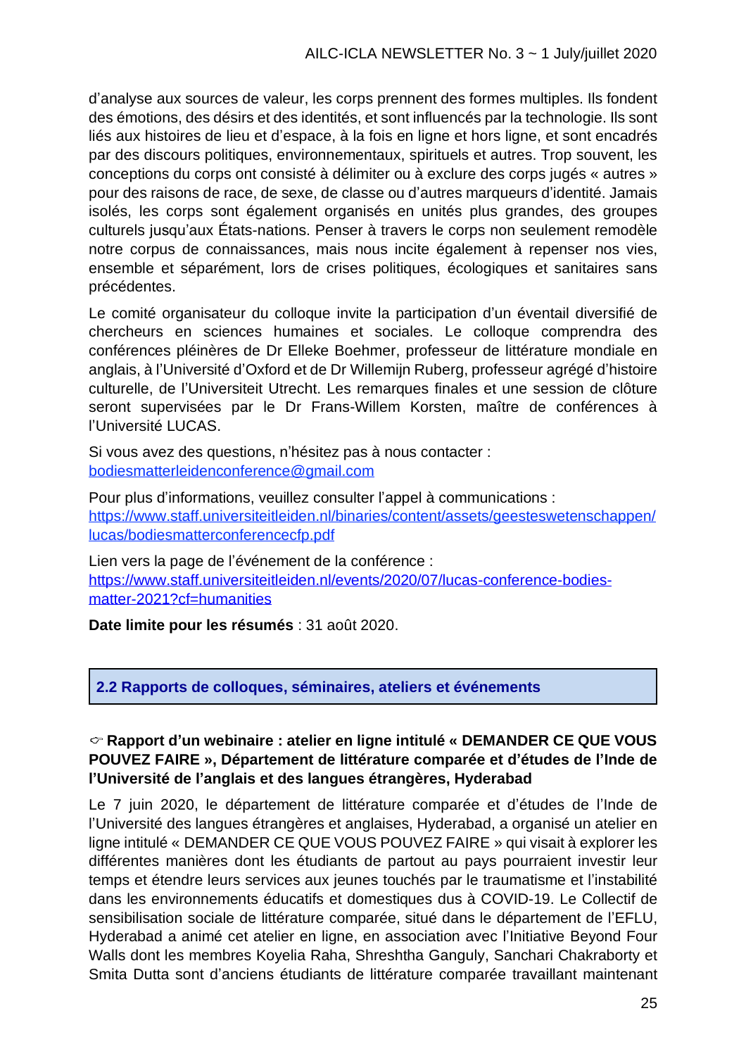d'analyse aux sources de valeur, les corps prennent des formes multiples. Ils fondent des émotions, des désirs et des identités, et sont influencés par la technologie. Ils sont liés aux histoires de lieu et d'espace, à la fois en ligne et hors ligne, et sont encadrés par des discours politiques, environnementaux, spirituels et autres. Trop souvent, les conceptions du corps ont consisté à délimiter ou à exclure des corps jugés « autres » pour des raisons de race, de sexe, de classe ou d'autres marqueurs d'identité. Jamais isolés, les corps sont également organisés en unités plus grandes, des groupes culturels jusqu'aux États-nations. Penser à travers le corps non seulement remodèle notre corpus de connaissances, mais nous incite également à repenser nos vies, ensemble et séparément, lors de crises politiques, écologiques et sanitaires sans précédentes.

Le comité organisateur du colloque invite la participation d'un éventail diversifié de chercheurs en sciences humaines et sociales. Le colloque comprendra des conférences plénières de Dr Elleke Boehmer, professeur de littérature mondiale en anglais, à l'Université d'Oxford et de Dr Willemijn Ruberg, professeur agrégé d'histoire culturelle, de l'Universiteit Utrecht. Les remarques finales et une session de clôture seront supervisées par le Dr Frans-Willem Korsten, maître de conférences à l'Université LUCAS.

Si vous avez des questions, n'hésitez pas à nous contacter : bodiesmatterleidenconference@gmail.com

Pour plus d'informations, veuillez consulter l'appel à communications : https://www.staff.universiteitleiden.nl/binaries/content/assets/geesteswetenschappen/lucas/bodiesmatterconferencecfp.pdf

Lien vers la page de l'événement de la conférence : https://www.staff.universiteitleiden.nl/events/2020/07/lucas-conference-bodies-matter-2021?cf=humanities

**Date limite pour les résumés** : 31 août 2020.

## 2.2 Rapports de colloques, séminaires, ateliers et événements

### ☞ Rapport d'un webinaire : atelier en ligne intitulé « DEMANDER CE QUE VOUS POUVEZ FAIRE », Département de littérature comparée et d'études de l'Inde de l'Université de l'anglais et des langues étrangères, Hyderabad

Le 7 juin 2020, le département de littérature comparée et d'études de l'Inde de l'Université des langues étrangères et anglaises, Hyderabad, a organisé un atelier en ligne intitulé « DEMANDER CE QUE VOUS POUVEZ FAIRE » qui visait à explorer les différentes manières dont les étudiants de partout au pays pourraient investir leur temps et étendre leurs services aux jeunes touchés par le traumatisme et l'instabilité dans les environnements éducatifs et domestiques dus à COVID-19. Le Collectif de sensibilisation sociale de littérature comparée, situé dans le département de l'EFLU, Hyderabad a animé cet atelier en ligne, en association avec l'Initiative Beyond Four Walls dont les membres Koyelia Raha, Shreshtha Ganguly, Sanchari Chakraborty et Smita Dutta sont d'anciens étudiants de littérature comparée travaillant maintenant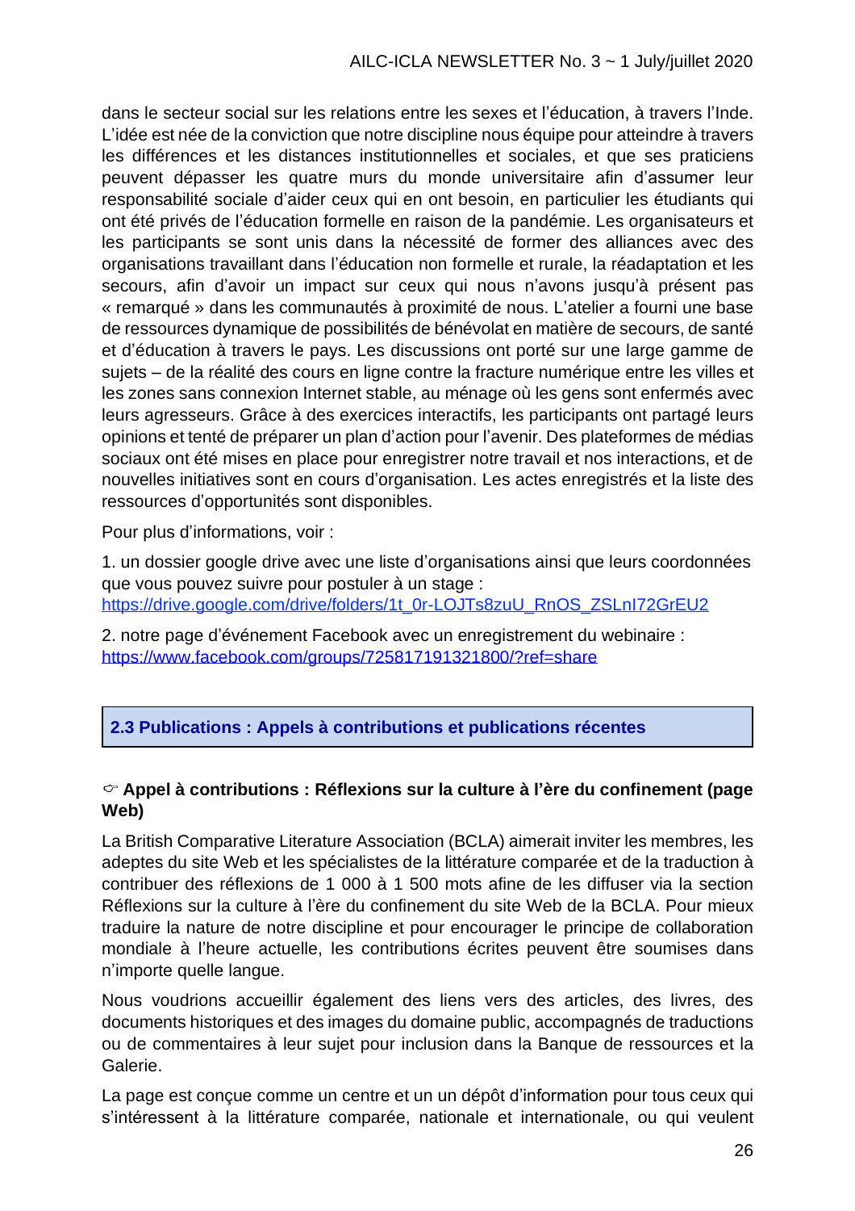dans le secteur social sur les relations entre les sexes et l'éducation, à travers l'Inde. L'idée est née de la conviction que notre discipline nous équipe pour atteindre à travers les différences et les distances institutionnelles et sociales, et que ses praticiens peuvent dépasser les quatre murs du monde universitaire afin d'assumer leur responsabilité sociale d'aider ceux qui en ont besoin, en particulier les étudiants qui ont été privés de l'éducation formelle en raison de la pandémie. Les organisateurs et les participants se sont unis dans la nécessité de former des alliances avec des organisations travaillant dans l'éducation non formelle et rurale, la réadaptation et les secours, afin d'avoir un impact sur ceux qui nous n'avons jusqu'à présent pas « remarqué » dans les communautés à proximité de nous. L'atelier a fourni une base de ressources dynamique de possibilités de bénévolat en matière de secours, de santé et d'éducation à travers le pays. Les discussions ont porté sur une large gamme de sujets – de la réalité des cours en ligne contre la fracture numérique entre les villes et les zones sans connexion Internet stable, au ménage où les gens sont enfermés avec leurs agresseurs. Grâce à des exercices interactifs, les participants ont partagé leurs opinions et tenté de préparer un plan d'action pour l'avenir. Des plateformes de médias sociaux ont été mises en place pour enregistrer notre travail et nos interactions, et de nouvelles initiatives sont en cours d'organisation. Les actes enregistrés et la liste des ressources d'opportunités sont disponibles.

Pour plus d'informations, voir :

1. un dossier google drive avec une liste d'organisations ainsi que leurs coordonnées que vous pouvez suivre pour postuler à un stage : https://drive.google.com/drive/folders/1t_0r-LOJTs8zuU_RnOS_ZSLnI72GrEU2

2. notre page d'événement Facebook avec un enregistrement du webinaire : https://www.facebook.com/groups/725817191321800/?ref=share

## 2.3 Publications : Appels à contributions et publications récentes

### ☞ Appel à contributions : Réflexions sur la culture à l'ère du confinement (page Web)

La British Comparative Literature Association (BCLA) aimerait inviter les membres, les adeptes du site Web et les spécialistes de la littérature comparée et de la traduction à contribuer des réflexions de 1 000 à 1 500 mots afine de les diffuser via la section Réflexions sur la culture à l'ère du confinement du site Web de la BCLA. Pour mieux traduire la nature de notre discipline et pour encourager le principe de collaboration mondiale à l'heure actuelle, les contributions écrites peuvent être soumises dans n'importe quelle langue.

Nous voudrions accueillir également des liens vers des articles, des livres, des documents historiques et des images du domaine public, accompagnés de traductions ou de commentaires à leur sujet pour inclusion dans la Banque de ressources et la Galerie.

La page est conçue comme un centre et un un dépôt d'information pour tous ceux qui s'intéressent à la littérature comparée, nationale et internationale, ou qui veulent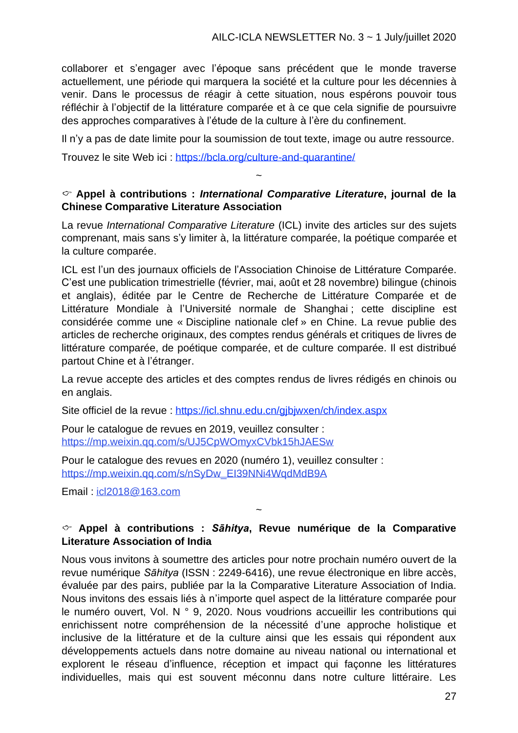collaborer et s'engager avec l'époque sans précédent que le monde traverse actuellement, une période qui marquera la société et la culture pour les décennies à venir. Dans le processus de réagir à cette situation, nous espérons pouvoir tous réfléchir à l'objectif de la littérature comparée et à ce que cela signifie de poursuivre des approches comparatives à l'étude de la culture à l'ère du confinement.

Il n'y a pas de date limite pour la soumission de tout texte, image ou autre ressource.

Trouvez le site Web ici : https://bcla.org/culture-and-quarantine/

~

☞ **Appel à contributions : *International Comparative Literature*, journal de la Chinese Comparative Literature Association**

La revue *International Comparative Literature* (ICL) invite des articles sur des sujets comprenant, mais sans s'y limiter à, la littérature comparée, la poétique comparée et la culture comparée.

ICL est l'un des journaux officiels de l'Association Chinoise de Littérature Comparée. C'est une publication trimestrielle (février, mai, août et 28 novembre) bilingue (chinois et anglais), éditée par le Centre de Recherche de Littérature Comparée et de Littérature Mondiale à l'Université normale de Shanghai ; cette discipline est considérée comme une « Discipline nationale clef » en Chine. La revue publie des articles de recherche originaux, des comptes rendus généraux et critiques de livres de littérature comparée, de poétique comparée, et de culture comparée. Il est distribué partout Chine et à l'étranger.

La revue accepte des articles et des comptes rendus de livres rédigés en chinois ou en anglais.

Site officiel de la revue : https://icl.shnu.edu.cn/gjbjwxen/ch/index.aspx

Pour le catalogue de revues en 2019, veuillez consulter : https://mp.weixin.qq.com/s/UJ5CpWOmyxCVbk15hJAESw

Pour le catalogue des revues en 2020 (numéro 1), veuillez consulter : https://mp.weixin.qq.com/s/nSyDw_EI39NNi4WqdMdB9A

Email : icl2018@163.com

~

☞ **Appel à contributions : *Sāhitya*, Revue numérique de la Comparative Literature Association of India**

Nous vous invitons à soumettre des articles pour notre prochain numéro ouvert de la revue numérique *Sāhitya* (ISSN : 2249-6416), une revue électronique en libre accès, évaluée par des pairs, publiée par la Comparative Literature Association of India. Nous invitons des essais liés à n'importe quel aspect de la littérature comparée pour le numéro ouvert, Vol. N ° 9, 2020. Nous voudrions accueillir les contributions qui enrichissent notre compréhension de la nécessité d'une approche holistique et inclusive de la littérature et de la culture ainsi que les essais qui répondent aux développements actuels dans notre domaine au niveau national ou international et explorent le réseau d'influence, réception et impact qui façonne les littératures individuelles, mais qui est souvent méconnu dans notre culture littéraire. Les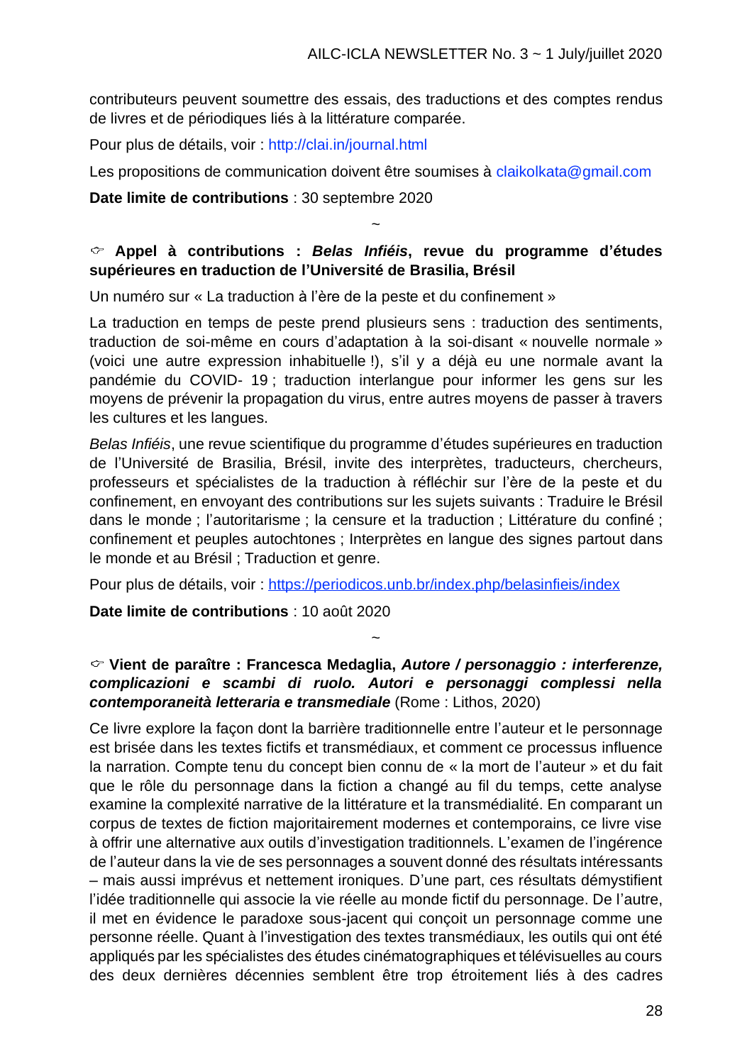contributeurs peuvent soumettre des essais, des traductions et des comptes rendus de livres et de périodiques liés à la littérature comparée.

Pour plus de détails, voir : http://clai.in/journal.html

Les propositions de communication doivent être soumises à claikolkata@gmail.com

**Date limite de contributions** : 30 septembre 2020

~

### ☞ Appel à contributions : *Belas Infiéis*, revue du programme d'études supérieures en traduction de l'Université de Brasilia, Brésil

Un numéro sur « La traduction à l'ère de la peste et du confinement »

La traduction en temps de peste prend plusieurs sens : traduction des sentiments, traduction de soi-même en cours d'adaptation à la soi-disant « nouvelle normale » (voici une autre expression inhabituelle !), s'il y a déjà eu une normale avant la pandémie du COVID- 19 ; traduction interlangue pour informer les gens sur les moyens de prévenir la propagation du virus, entre autres moyens de passer à travers les cultures et les langues.

*Belas Infiéis*, une revue scientifique du programme d'études supérieures en traduction de l'Université de Brasilia, Brésil, invite des interprètes, traducteurs, chercheurs, professeurs et spécialistes de la traduction à réfléchir sur l'ère de la peste et du confinement, en envoyant des contributions sur les sujets suivants : Traduire le Brésil dans le monde ; l'autoritarisme ; la censure et la traduction ; Littérature du confiné ; confinement et peuples autochtones ; Interprètes en langue des signes partout dans le monde et au Brésil ; Traduction et genre.

Pour plus de détails, voir : https://periodicos.unb.br/index.php/belasinfieis/index

**Date limite de contributions** : 10 août 2020

~

### ☞ Vient de paraître : Francesca Medaglia, *Autore / personaggio : interferenze, complicazioni e scambi di ruolo. Autori e personaggi complessi nella contemporaneità letteraria e transmediale* (Rome : Lithos, 2020)

Ce livre explore la façon dont la barrière traditionnelle entre l'auteur et le personnage est brisée dans les textes fictifs et transmédiaux, et comment ce processus influence la narration. Compte tenu du concept bien connu de « la mort de l'auteur » et du fait que le rôle du personnage dans la fiction a changé au fil du temps, cette analyse examine la complexité narrative de la littérature et la transmédialité. En comparant un corpus de textes de fiction majoritairement modernes et contemporains, ce livre vise à offrir une alternative aux outils d'investigation traditionnels. L'examen de l'ingérence de l'auteur dans la vie de ses personnages a souvent donné des résultats intéressants – mais aussi imprévus et nettement ironiques. D'une part, ces résultats démystifient l'idée traditionnelle qui associe la vie réelle au monde fictif du personnage. De l'autre, il met en évidence le paradoxe sous-jacent qui conçoit un personnage comme une personne réelle. Quant à l'investigation des textes transmédiaux, les outils qui ont été appliqués par les spécialistes des études cinématographiques et télévisuelles au cours des deux dernières décennies semblent être trop étroitement liés à des cadres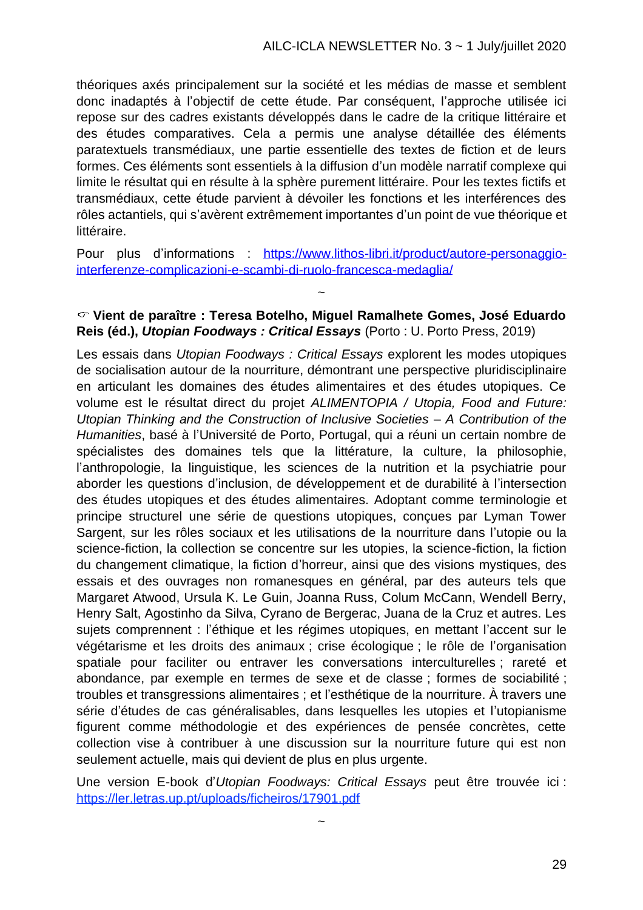théoriques axés principalement sur la société et les médias de masse et semblent donc inadaptés à l'objectif de cette étude. Par conséquent, l'approche utilisée ici repose sur des cadres existants développés dans le cadre de la critique littéraire et des études comparatives. Cela a permis une analyse détaillée des éléments paratextuels transmédiaux, une partie essentielle des textes de fiction et de leurs formes. Ces éléments sont essentiels à la diffusion d'un modèle narratif complexe qui limite le résultat qui en résulte à la sphère purement littéraire. Pour les textes fictifs et transmédiaux, cette étude parvient à dévoiler les fonctions et les interférences des rôles actantiels, qui s'avèrent extrêmement importantes d'un point de vue théorique et littéraire.

Pour plus d'informations : [https://www.lithos-libri.it/product/autore-personaggio-interferenze-complicazioni-e-scambi-di-ruolo-francesca-medaglia/](https://www.lithos-libri.it/product/autore-personaggio-interferenze-complicazioni-e-scambi-di-ruolo-francesca-medaglia/)

~

☞ **Vient de paraître : Teresa Botelho, Miguel Ramalhete Gomes, José Eduardo Reis (éd.), *Utopian Foodways : Critical Essays*** (Porto : U. Porto Press, 2019)

Les essais dans *Utopian Foodways : Critical Essays* explorent les modes utopiques de socialisation autour de la nourriture, démontrant une perspective pluridisciplinaire en articulant les domaines des études alimentaires et des études utopiques. Ce volume est le résultat direct du projet *ALIMENTOPIA / Utopia, Food and Future: Utopian Thinking and the Construction of Inclusive Societies – A Contribution of the Humanities*, basé à l'Université de Porto, Portugal, qui a réuni un certain nombre de spécialistes des domaines tels que la littérature, la culture, la philosophie, l'anthropologie, la linguistique, les sciences de la nutrition et la psychiatrie pour aborder les questions d'inclusion, de développement et de durabilité à l'intersection des études utopiques et des études alimentaires. Adoptant comme terminologie et principe structurel une série de questions utopiques, conçues par Lyman Tower Sargent, sur les rôles sociaux et les utilisations de la nourriture dans l'utopie ou la science-fiction, la collection se concentre sur les utopies, la science-fiction, la fiction du changement climatique, la fiction d'horreur, ainsi que des visions mystiques, des essais et des ouvrages non romanesques en général, par des auteurs tels que Margaret Atwood, Ursula K. Le Guin, Joanna Russ, Colum McCann, Wendell Berry, Henry Salt, Agostinho da Silva, Cyrano de Bergerac, Juana de la Cruz et autres. Les sujets comprennent : l'éthique et les régimes utopiques, en mettant l'accent sur le végétarisme et les droits des animaux ; crise écologique ; le rôle de l'organisation spatiale pour faciliter ou entraver les conversations interculturelles ; rareté et abondance, par exemple en termes de sexe et de classe ; formes de sociabilité ; troubles et transgressions alimentaires ; et l'esthétique de la nourriture. À travers une série d'études de cas généralisables, dans lesquelles les utopies et l'utopianisme figurent comme méthodologie et des expériences de pensée concrètes, cette collection vise à contribuer à une discussion sur la nourriture future qui est non seulement actuelle, mais qui devient de plus en plus urgente.

Une version E-book d'*Utopian Foodways: Critical Essays* peut être trouvée ici : [https://ler.letras.up.pt/uploads/ficheiros/17901.pdf](https://ler.letras.up.pt/uploads/ficheiros/17901.pdf)

~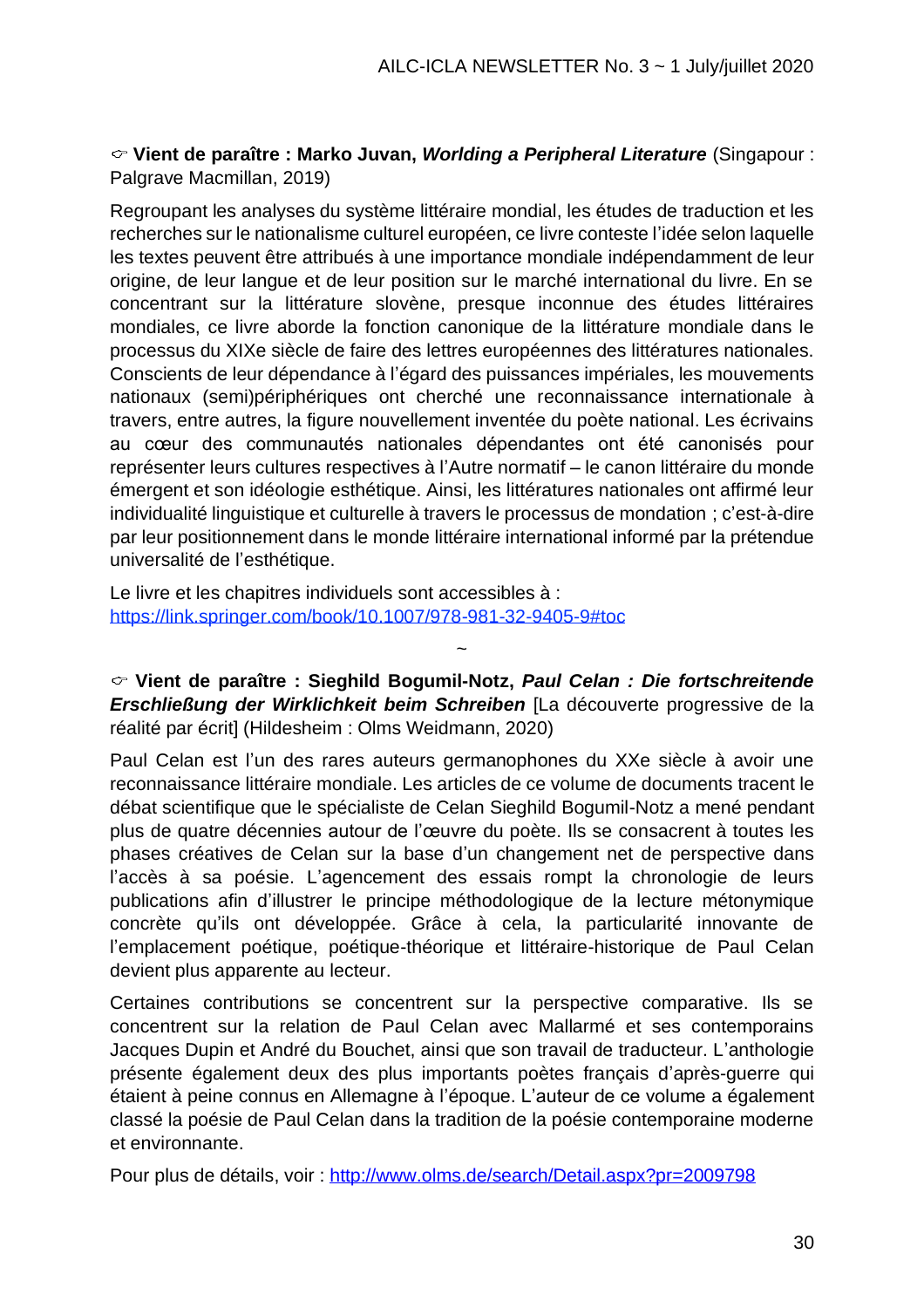☞ **Vient de paraître : Marko Juvan, *Worlding a Peripheral Literature*** (Singapour : Palgrave Macmillan, 2019)

Regroupant les analyses du système littéraire mondial, les études de traduction et les recherches sur le nationalisme culturel européen, ce livre conteste l'idée selon laquelle les textes peuvent être attribués à une importance mondiale indépendamment de leur origine, de leur langue et de leur position sur le marché international du livre. En se concentrant sur la littérature slovène, presque inconnue des études littéraires mondiales, ce livre aborde la fonction canonique de la littérature mondiale dans le processus du XIXe siècle de faire des lettres européennes des littératures nationales. Conscients de leur dépendance à l'égard des puissances impériales, les mouvements nationaux (semi)périphériques ont cherché une reconnaissance internationale à travers, entre autres, la figure nouvellement inventée du poète national. Les écrivains au cœur des communautés nationales dépendantes ont été canonisés pour représenter leurs cultures respectives à l'Autre normatif – le canon littéraire du monde émergent et son idéologie esthétique. Ainsi, les littératures nationales ont affirmé leur individualité linguistique et culturelle à travers le processus de mondation ; c'est-à-dire par leur positionnement dans le monde littéraire international informé par la prétendue universalité de l'esthétique.

Le livre et les chapitres individuels sont accessibles à : https://link.springer.com/book/10.1007/978-981-32-9405-9#toc

~

☞ **Vient de paraître : Sieghild Bogumil-Notz, *Paul Celan : Die fortschreitende Erschließung der Wirklichkeit beim Schreiben*** [La découverte progressive de la réalité par écrit] (Hildesheim : Olms Weidmann, 2020)

Paul Celan est l'un des rares auteurs germanophones du XXe siècle à avoir une reconnaissance littéraire mondiale. Les articles de ce volume de documents tracent le débat scientifique que le spécialiste de Celan Sieghild Bogumil-Notz a mené pendant plus de quatre décennies autour de l'œuvre du poète. Ils se consacrent à toutes les phases créatives de Celan sur la base d'un changement net de perspective dans l'accès à sa poésie. L'agencement des essais rompt la chronologie de leurs publications afin d'illustrer le principe méthodologique de la lecture métonymique concrète qu'ils ont développée. Grâce à cela, la particularité innovante de l'emplacement poétique, poétique-théorique et littéraire-historique de Paul Celan devient plus apparente au lecteur.

Certaines contributions se concentrent sur la perspective comparative. Ils se concentrent sur la relation de Paul Celan avec Mallarmé et ses contemporains Jacques Dupin et André du Bouchet, ainsi que son travail de traducteur. L'anthologie présente également deux des plus importants poètes français d'après-guerre qui étaient à peine connus en Allemagne à l'époque. L'auteur de ce volume a également classé la poésie de Paul Celan dans la tradition de la poésie contemporaine moderne et environnante.

Pour plus de détails, voir : http://www.olms.de/search/Detail.aspx?pr=2009798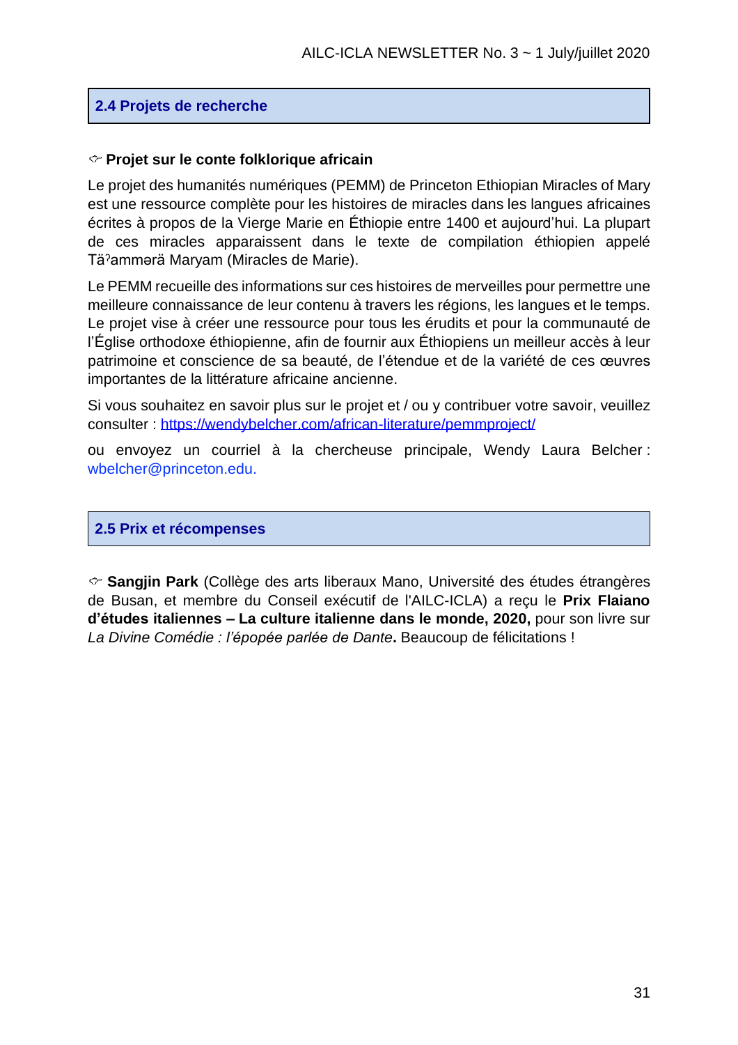## 2.4 Projets de recherche

☞ **Projet sur le conte folklorique africain**

Le projet des humanités numériques (PEMM) de Princeton Ethiopian Miracles of Mary est une ressource complète pour les histoires de miracles dans les langues africaines écrites à propos de la Vierge Marie en Éthiopie entre 1400 et aujourd'hui. La plupart de ces miracles apparaissent dans le texte de compilation éthiopien appelé Täʾammərä Maryam (Miracles de Marie).

Le PEMM recueille des informations sur ces histoires de merveilles pour permettre une meilleure connaissance de leur contenu à travers les régions, les langues et le temps. Le projet vise à créer une ressource pour tous les érudits et pour la communauté de l'Église orthodoxe éthiopienne, afin de fournir aux Éthiopiens un meilleur accès à leur patrimoine et conscience de sa beauté, de l'étendue et de la variété de ces œuvres importantes de la littérature africaine ancienne.

Si vous souhaitez en savoir plus sur le projet et / ou y contribuer votre savoir, veuillez consulter : https://wendybelcher.com/african-literature/pemmproject/

ou envoyez un courriel à la chercheuse principale, Wendy Laura Belcher : wbelcher@princeton.edu.

## 2.5 Prix et récompenses

☞ **Sangjin Park** (Collège des arts liberaux Mano, Université des études étrangères de Busan, et membre du Conseil exécutif de l'AILC-ICLA) a reçu le **Prix Flaiano d'études italiennes – La culture italienne dans le monde, 2020,** pour son livre sur *La Divine Comédie : l'épopée parlée de Dante*. Beaucoup de félicitations !